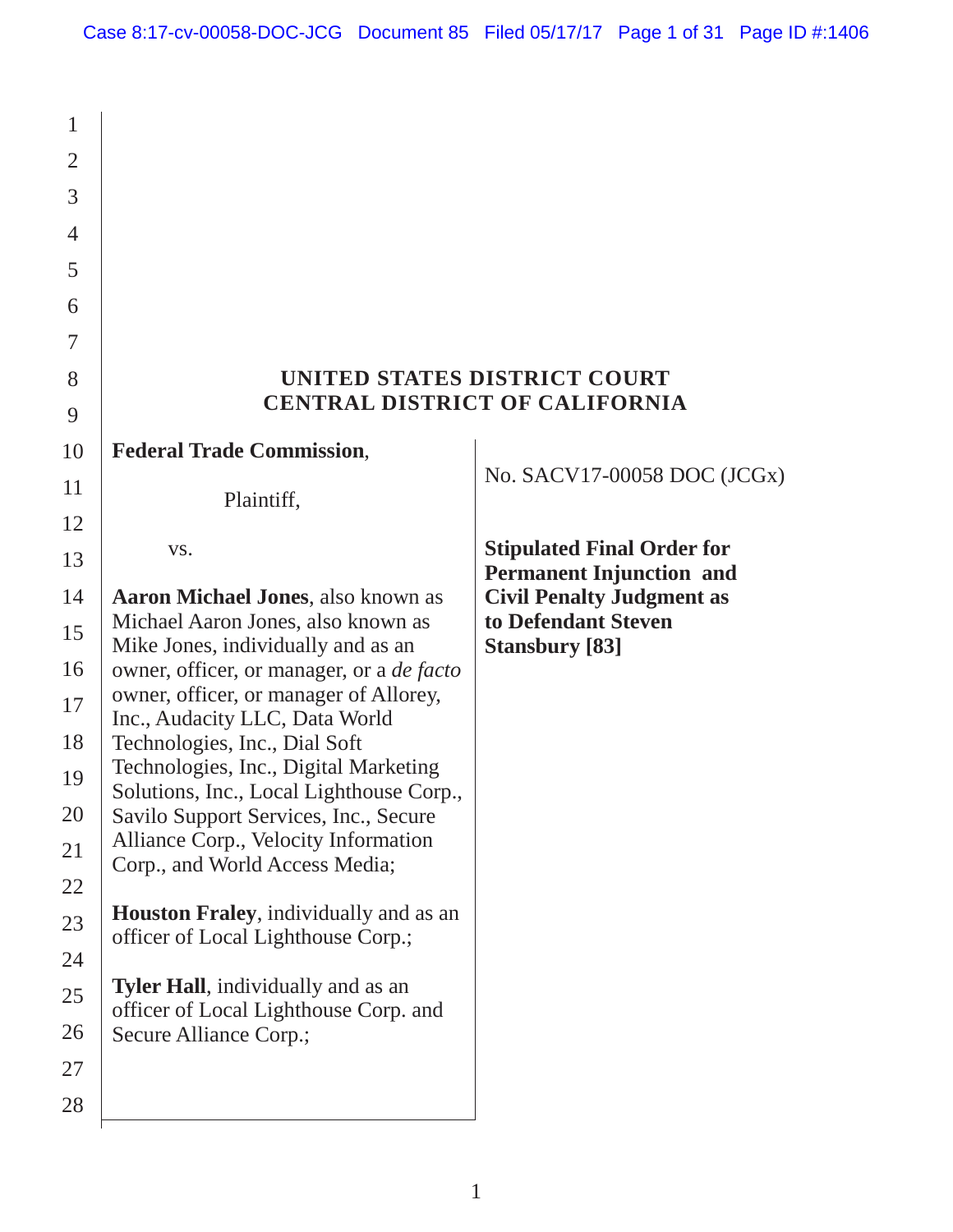# UNITED STATES DISTRICT COURT
# CENTRAL DISTRICT OF CALIFORNIA

**Federal Trade Commission**,

Plaintiff,

vs.

**Aaron Michael Jones**, also known as Michael Aaron Jones, also known as Mike Jones, individually and as an owner, officer, or manager, or a *de facto* owner, officer, or manager of Allorey, Inc., Audacity LLC, Data World Technologies, Inc., Dial Soft Technologies, Inc., Digital Marketing Solutions, Inc., Local Lighthouse Corp., Savilo Support Services, Inc., Secure Alliance Corp., Velocity Information Corp., and World Access Media;

**Houston Fraley**, individually and as an officer of Local Lighthouse Corp.;

**Tyler Hall**, individually and as an officer of Local Lighthouse Corp. and Secure Alliance Corp.;

No. SACV17-00058 DOC (JCGx)

**Stipulated Final Order for Permanent Injunction and Civil Penalty Judgment as to Defendant Steven Stansbury [83]**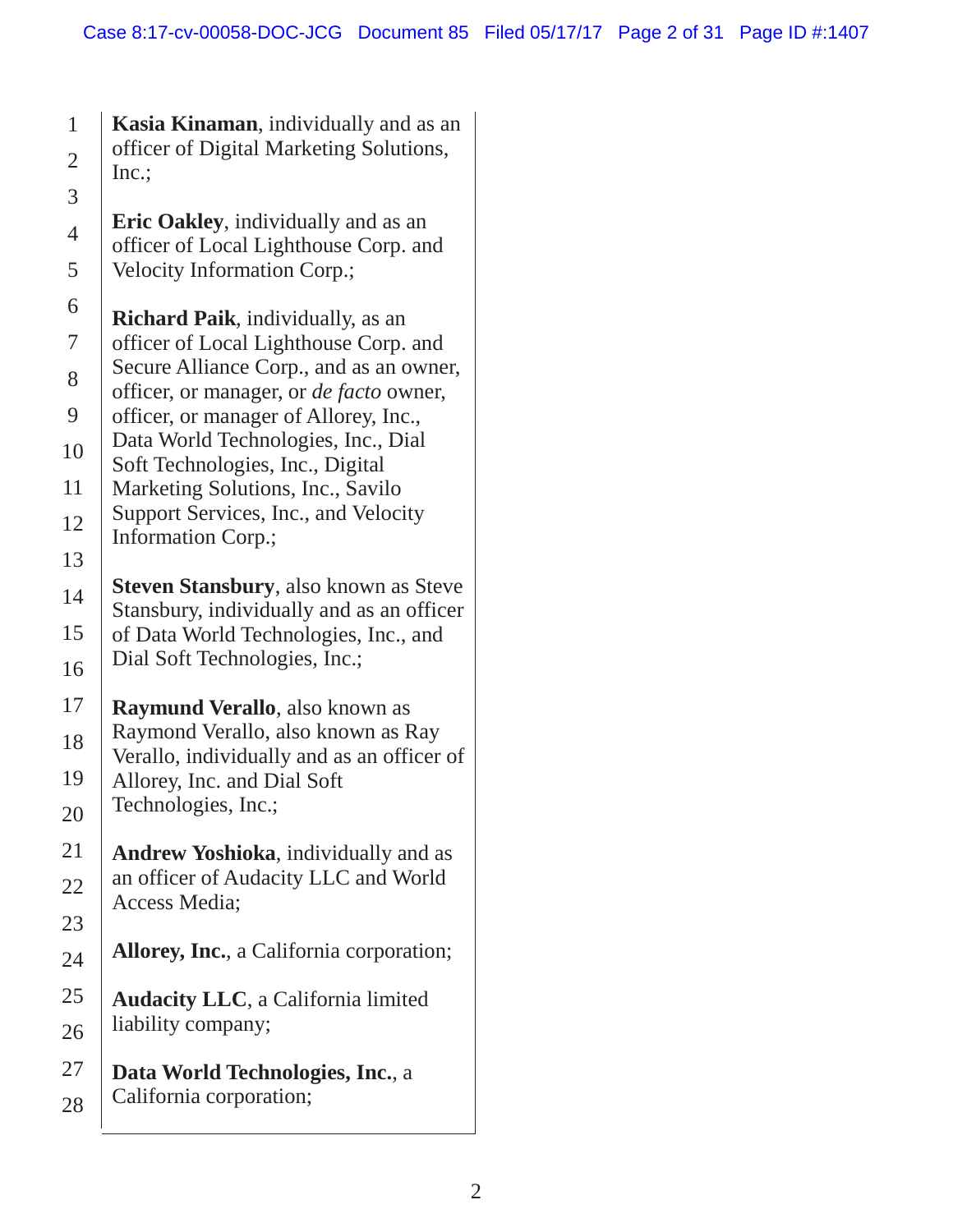**Kasia Kinaman**, individually and as an officer of Digital Marketing Solutions, Inc.;

**Eric Oakley**, individually and as an officer of Local Lighthouse Corp. and Velocity Information Corp.;

**Richard Paik**, individually, as an officer of Local Lighthouse Corp. and Secure Alliance Corp., and as an owner, officer, or manager, or *de facto* owner, officer, or manager of Allorey, Inc., Data World Technologies, Inc., Dial Soft Technologies, Inc., Digital Marketing Solutions, Inc., Savilo Support Services, Inc., and Velocity Information Corp.;

**Steven Stansbury**, also known as Steve Stansbury, individually and as an officer of Data World Technologies, Inc., and Dial Soft Technologies, Inc.;

**Raymund Verallo**, also known as Raymond Verallo, also known as Ray Verallo, individually and as an officer of Allorey, Inc. and Dial Soft Technologies, Inc.;

**Andrew Yoshioka**, individually and as an officer of Audacity LLC and World Access Media;

**Allorey, Inc.**, a California corporation;

**Audacity LLC**, a California limited liability company;

**Data World Technologies, Inc.**, a California corporation;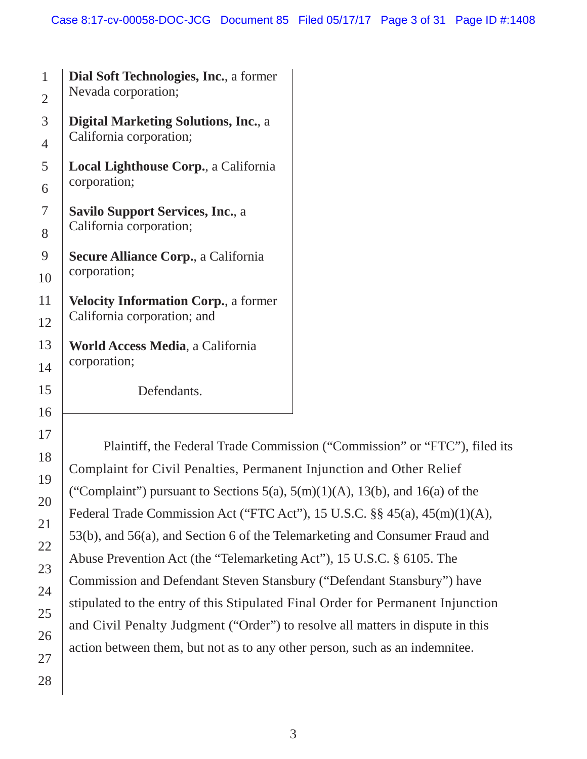**Dial Soft Technologies, Inc.**, a former Nevada corporation;

**Digital Marketing Solutions, Inc.**, a California corporation;

**Local Lighthouse Corp.**, a California corporation;

**Savilo Support Services, Inc.**, a California corporation;

**Secure Alliance Corp.**, a California corporation;

**Velocity Information Corp.**, a former California corporation; and

**World Access Media**, a California corporation;

Defendants.

Plaintiff, the Federal Trade Commission ("Commission" or "FTC"), filed its Complaint for Civil Penalties, Permanent Injunction and Other Relief ("Complaint") pursuant to Sections 5(a), 5(m)(1)(A), 13(b), and 16(a) of the Federal Trade Commission Act ("FTC Act"), 15 U.S.C. §§ 45(a), 45(m)(1)(A), 53(b), and 56(a), and Section 6 of the Telemarketing and Consumer Fraud and Abuse Prevention Act (the "Telemarketing Act"), 15 U.S.C. § 6105. The Commission and Defendant Steven Stansbury ("Defendant Stansbury") have stipulated to the entry of this Stipulated Final Order for Permanent Injunction and Civil Penalty Judgment ("Order") to resolve all matters in dispute in this action between them, but not as to any other person, such as an indemnitee.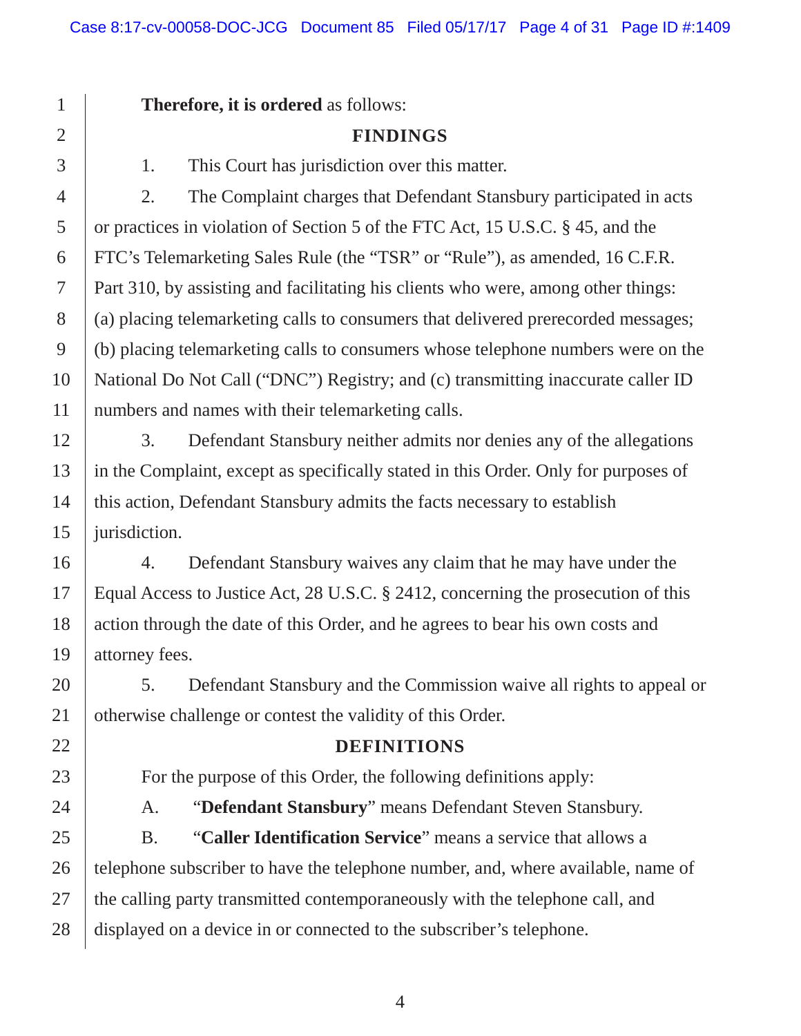**Therefore, it is ordered** as follows:

## FINDINGS

1. This Court has jurisdiction over this matter.

2. The Complaint charges that Defendant Stansbury participated in acts or practices in violation of Section 5 of the FTC Act, 15 U.S.C. § 45, and the FTC's Telemarketing Sales Rule (the "TSR" or "Rule"), as amended, 16 C.F.R. Part 310, by assisting and facilitating his clients who were, among other things: (a) placing telemarketing calls to consumers that delivered prerecorded messages; (b) placing telemarketing calls to consumers whose telephone numbers were on the National Do Not Call ("DNC") Registry; and (c) transmitting inaccurate caller ID numbers and names with their telemarketing calls.

3. Defendant Stansbury neither admits nor denies any of the allegations in the Complaint, except as specifically stated in this Order. Only for purposes of this action, Defendant Stansbury admits the facts necessary to establish jurisdiction.

4. Defendant Stansbury waives any claim that he may have under the Equal Access to Justice Act, 28 U.S.C. § 2412, concerning the prosecution of this action through the date of this Order, and he agrees to bear his own costs and attorney fees.

5. Defendant Stansbury and the Commission waive all rights to appeal or otherwise challenge or contest the validity of this Order.

## DEFINITIONS

For the purpose of this Order, the following definitions apply:

A. "**Defendant Stansbury**" means Defendant Steven Stansbury.

B. "**Caller Identification Service**" means a service that allows a telephone subscriber to have the telephone number, and, where available, name of the calling party transmitted contemporaneously with the telephone call, and displayed on a device in or connected to the subscriber's telephone.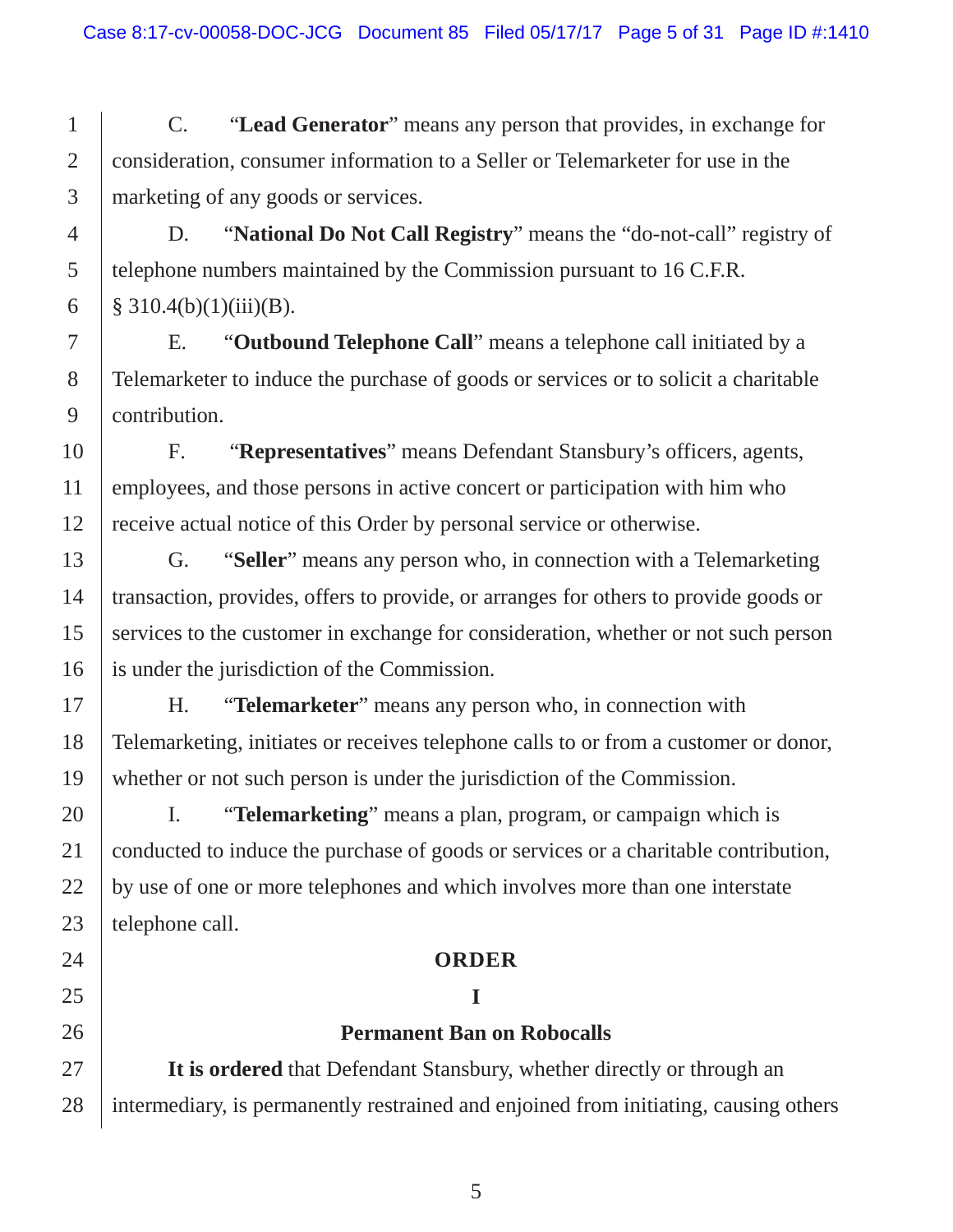C. "**Lead Generator**" means any person that provides, in exchange for consideration, consumer information to a Seller or Telemarketer for use in the marketing of any goods or services.

D. "**National Do Not Call Registry**" means the "do-not-call" registry of telephone numbers maintained by the Commission pursuant to 16 C.F.R. § 310.4(b)(1)(iii)(B).

E. "**Outbound Telephone Call**" means a telephone call initiated by a Telemarketer to induce the purchase of goods or services or to solicit a charitable contribution.

F. "**Representatives**" means Defendant Stansbury's officers, agents, employees, and those persons in active concert or participation with him who receive actual notice of this Order by personal service or otherwise.

G. "**Seller**" means any person who, in connection with a Telemarketing transaction, provides, offers to provide, or arranges for others to provide goods or services to the customer in exchange for consideration, whether or not such person is under the jurisdiction of the Commission.

H. "**Telemarketer**" means any person who, in connection with Telemarketing, initiates or receives telephone calls to or from a customer or donor, whether or not such person is under the jurisdiction of the Commission.

I. "**Telemarketing**" means a plan, program, or campaign which is conducted to induce the purchase of goods or services or a charitable contribution, by use of one or more telephones and which involves more than one interstate telephone call.

## ORDER

### I

### Permanent Ban on Robocalls

**It is ordered** that Defendant Stansbury, whether directly or through an intermediary, is permanently restrained and enjoined from initiating, causing others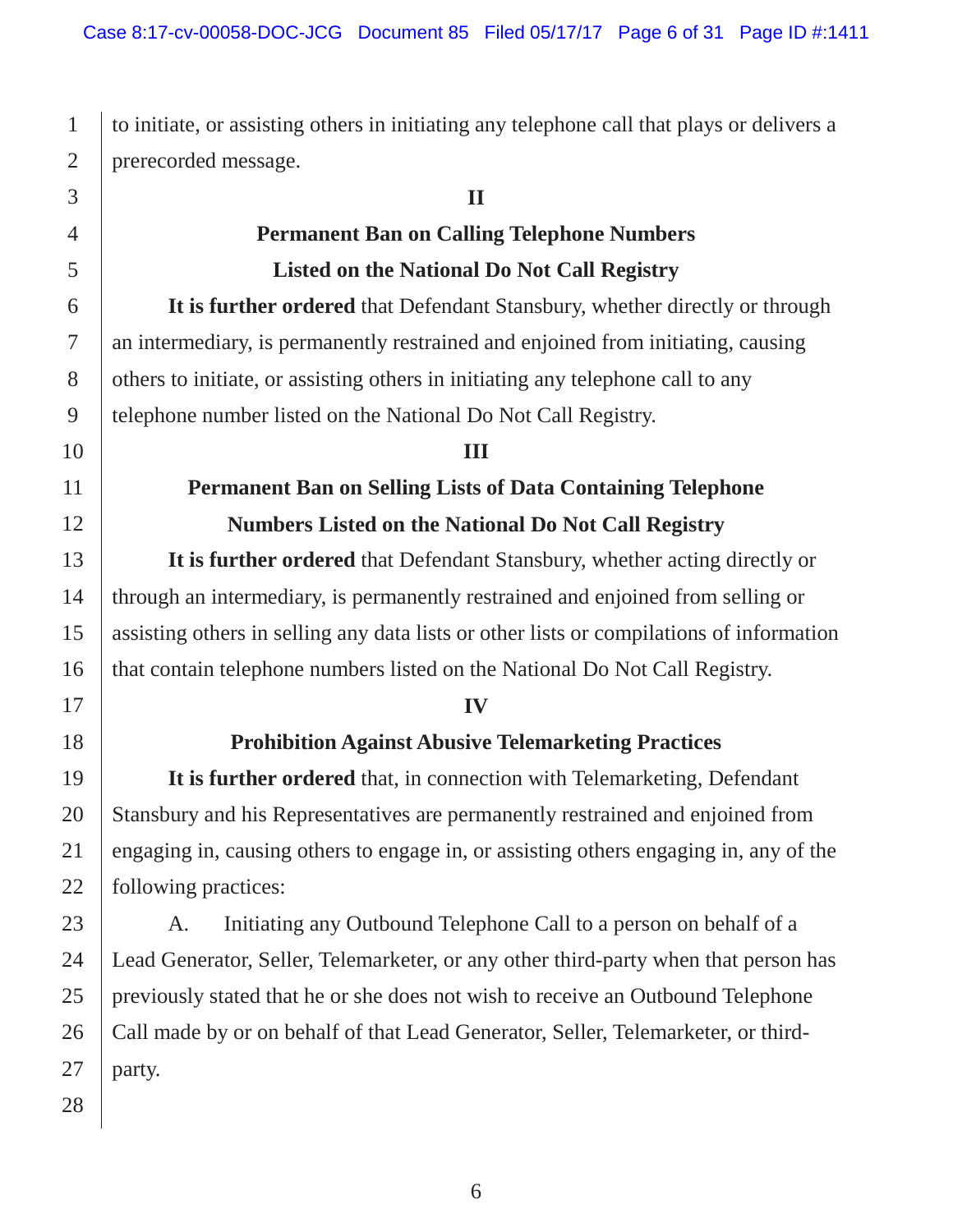to initiate, or assisting others in initiating any telephone call that plays or delivers a prerecorded message.

## II

## Permanent Ban on Calling Telephone Numbers Listed on the National Do Not Call Registry

**It is further ordered** that Defendant Stansbury, whether directly or through an intermediary, is permanently restrained and enjoined from initiating, causing others to initiate, or assisting others in initiating any telephone call to any telephone number listed on the National Do Not Call Registry.

## III

## Permanent Ban on Selling Lists of Data Containing Telephone Numbers Listed on the National Do Not Call Registry

**It is further ordered** that Defendant Stansbury, whether acting directly or through an intermediary, is permanently restrained and enjoined from selling or assisting others in selling any data lists or other lists or compilations of information that contain telephone numbers listed on the National Do Not Call Registry.

## IV

## Prohibition Against Abusive Telemarketing Practices

**It is further ordered** that, in connection with Telemarketing, Defendant Stansbury and his Representatives are permanently restrained and enjoined from engaging in, causing others to engage in, or assisting others engaging in, any of the following practices:

A. Initiating any Outbound Telephone Call to a person on behalf of a Lead Generator, Seller, Telemarketer, or any other third-party when that person has previously stated that he or she does not wish to receive an Outbound Telephone Call made by or on behalf of that Lead Generator, Seller, Telemarketer, or third-party.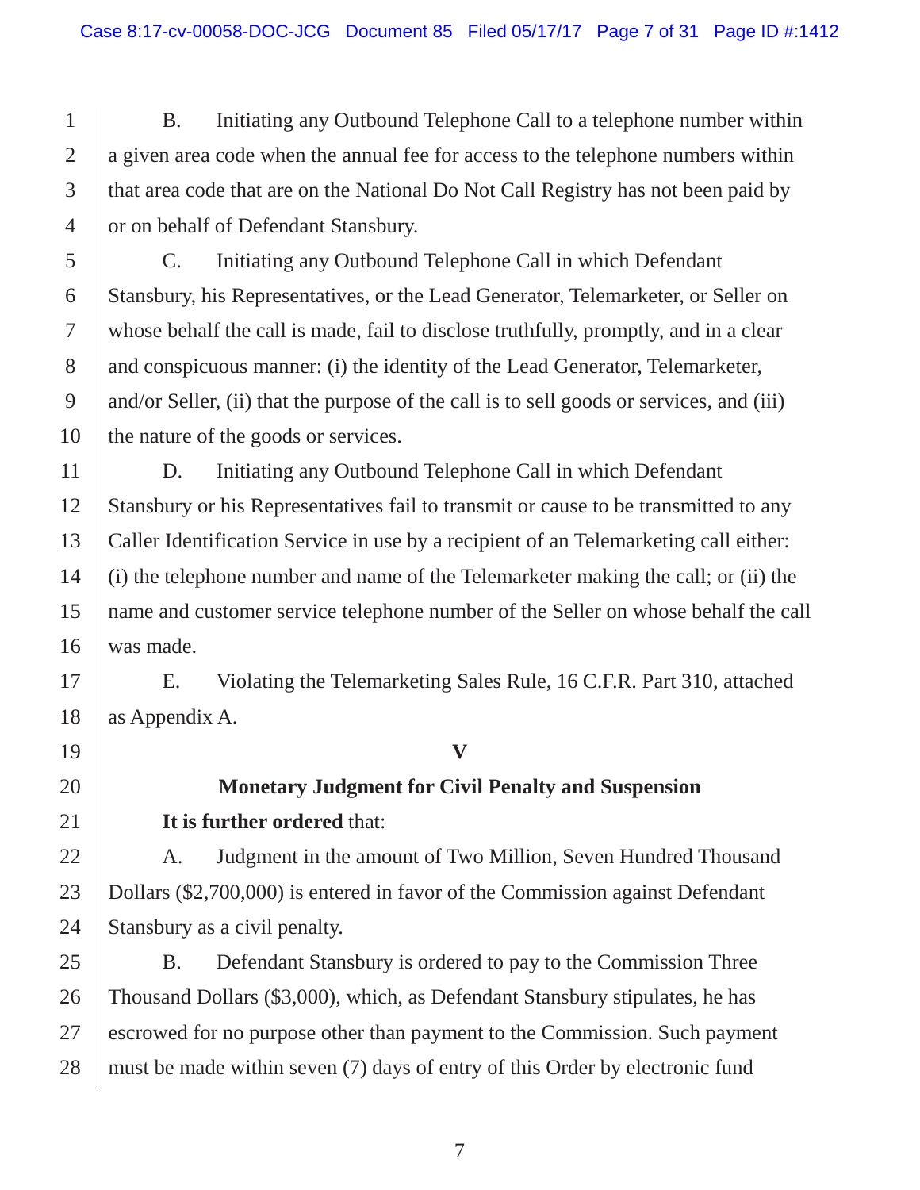B. Initiating any Outbound Telephone Call to a telephone number within a given area code when the annual fee for access to the telephone numbers within that area code that are on the National Do Not Call Registry has not been paid by or on behalf of Defendant Stansbury.

C. Initiating any Outbound Telephone Call in which Defendant Stansbury, his Representatives, or the Lead Generator, Telemarketer, or Seller on whose behalf the call is made, fail to disclose truthfully, promptly, and in a clear and conspicuous manner: (i) the identity of the Lead Generator, Telemarketer, and/or Seller, (ii) that the purpose of the call is to sell goods or services, and (iii) the nature of the goods or services.

D. Initiating any Outbound Telephone Call in which Defendant Stansbury or his Representatives fail to transmit or cause to be transmitted to any Caller Identification Service in use by a recipient of an Telemarketing call either: (i) the telephone number and name of the Telemarketer making the call; or (ii) the name and customer service telephone number of the Seller on whose behalf the call was made.

E. Violating the Telemarketing Sales Rule, 16 C.F.R. Part 310, attached as Appendix A.

## V

## Monetary Judgment for Civil Penalty and Suspension

**It is further ordered** that:

A. Judgment in the amount of Two Million, Seven Hundred Thousand Dollars ($2,700,000) is entered in favor of the Commission against Defendant Stansbury as a civil penalty.

B. Defendant Stansbury is ordered to pay to the Commission Three Thousand Dollars ($3,000), which, as Defendant Stansbury stipulates, he has escrowed for no purpose other than payment to the Commission. Such payment must be made within seven (7) days of entry of this Order by electronic fund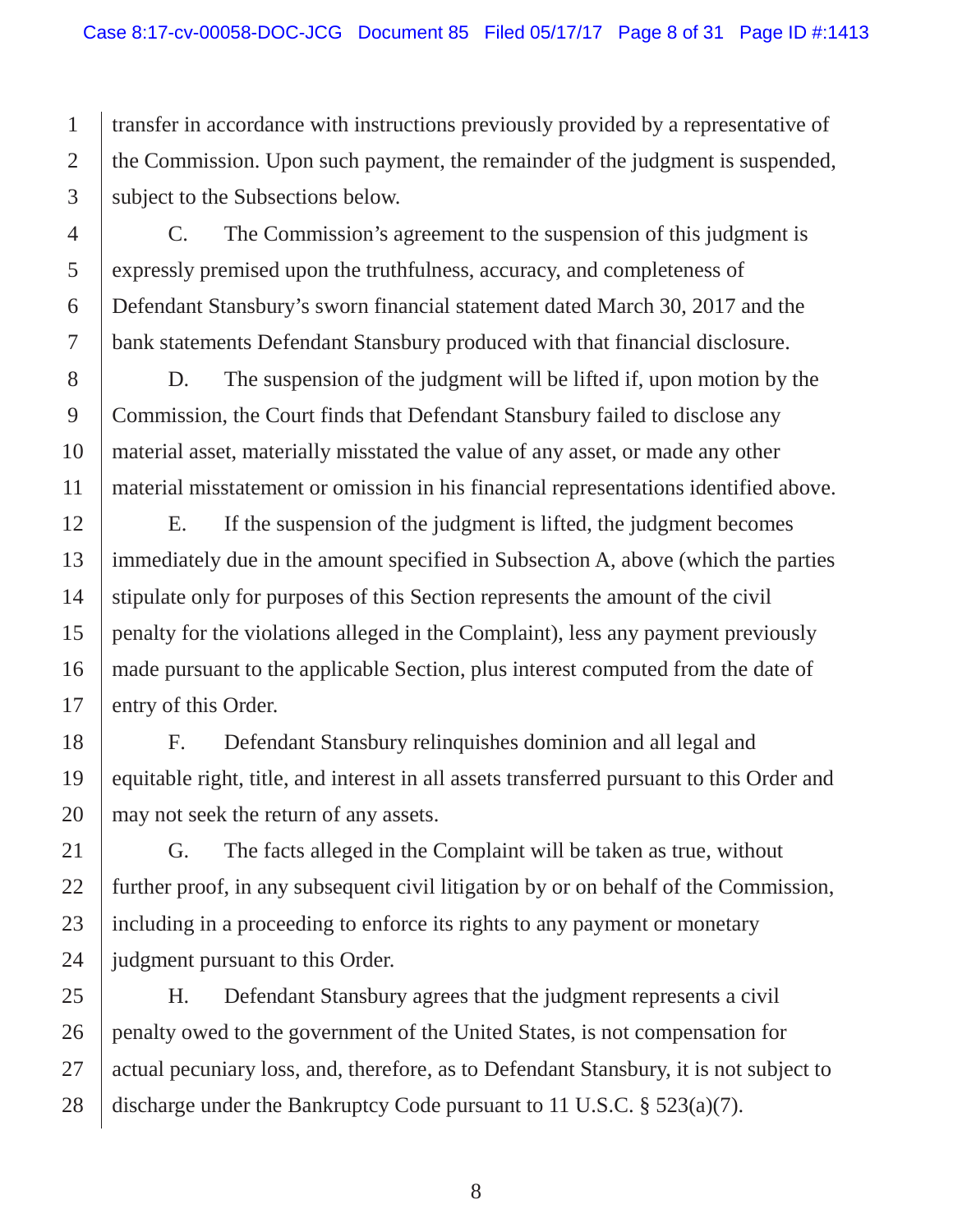transfer in accordance with instructions previously provided by a representative of the Commission. Upon such payment, the remainder of the judgment is suspended, subject to the Subsections below.

C. The Commission's agreement to the suspension of this judgment is expressly premised upon the truthfulness, accuracy, and completeness of Defendant Stansbury's sworn financial statement dated March 30, 2017 and the bank statements Defendant Stansbury produced with that financial disclosure.

D. The suspension of the judgment will be lifted if, upon motion by the Commission, the Court finds that Defendant Stansbury failed to disclose any material asset, materially misstated the value of any asset, or made any other material misstatement or omission in his financial representations identified above.

E. If the suspension of the judgment is lifted, the judgment becomes immediately due in the amount specified in Subsection A, above (which the parties stipulate only for purposes of this Section represents the amount of the civil penalty for the violations alleged in the Complaint), less any payment previously made pursuant to the applicable Section, plus interest computed from the date of entry of this Order.

F. Defendant Stansbury relinquishes dominion and all legal and equitable right, title, and interest in all assets transferred pursuant to this Order and may not seek the return of any assets.

G. The facts alleged in the Complaint will be taken as true, without further proof, in any subsequent civil litigation by or on behalf of the Commission, including in a proceeding to enforce its rights to any payment or monetary judgment pursuant to this Order.

H. Defendant Stansbury agrees that the judgment represents a civil penalty owed to the government of the United States, is not compensation for actual pecuniary loss, and, therefore, as to Defendant Stansbury, it is not subject to discharge under the Bankruptcy Code pursuant to 11 U.S.C. § 523(a)(7).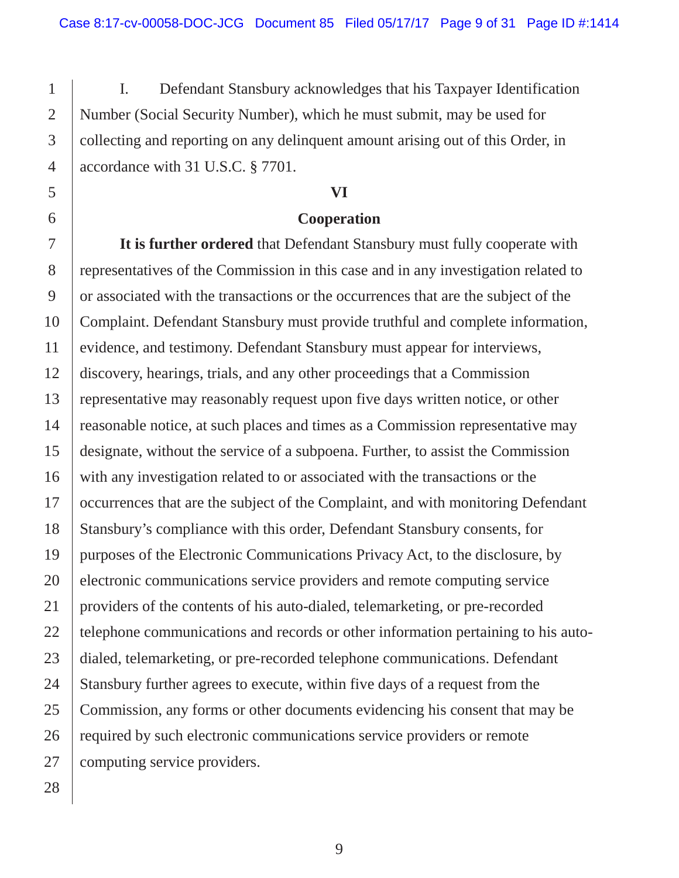I. Defendant Stansbury acknowledges that his Taxpayer Identification Number (Social Security Number), which he must submit, may be used for collecting and reporting on any delinquent amount arising out of this Order, in accordance with 31 U.S.C. § 7701.

## VI

## Cooperation

**It is further ordered** that Defendant Stansbury must fully cooperate with representatives of the Commission in this case and in any investigation related to or associated with the transactions or the occurrences that are the subject of the Complaint. Defendant Stansbury must provide truthful and complete information, evidence, and testimony. Defendant Stansbury must appear for interviews, discovery, hearings, trials, and any other proceedings that a Commission representative may reasonably request upon five days written notice, or other reasonable notice, at such places and times as a Commission representative may designate, without the service of a subpoena. Further, to assist the Commission with any investigation related to or associated with the transactions or the occurrences that are the subject of the Complaint, and with monitoring Defendant Stansbury's compliance with this order, Defendant Stansbury consents, for purposes of the Electronic Communications Privacy Act, to the disclosure, by electronic communications service providers and remote computing service providers of the contents of his auto-dialed, telemarketing, or pre-recorded telephone communications and records or other information pertaining to his auto-dialed, telemarketing, or pre-recorded telephone communications. Defendant Stansbury further agrees to execute, within five days of a request from the Commission, any forms or other documents evidencing his consent that may be required by such electronic communications service providers or remote computing service providers.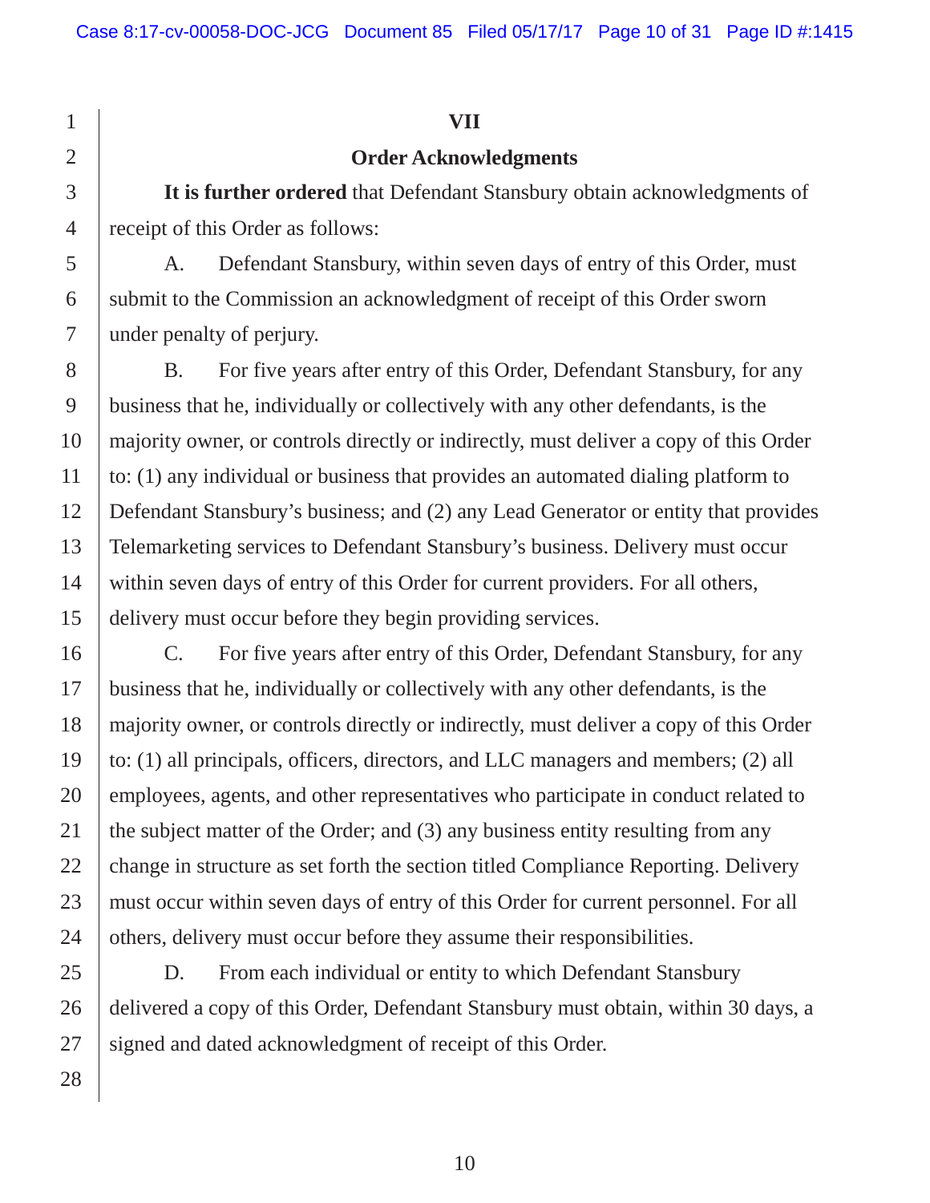## VII

## Order Acknowledgments

**It is further ordered** that Defendant Stansbury obtain acknowledgments of receipt of this Order as follows:

A. Defendant Stansbury, within seven days of entry of this Order, must submit to the Commission an acknowledgment of receipt of this Order sworn under penalty of perjury.

B. For five years after entry of this Order, Defendant Stansbury, for any business that he, individually or collectively with any other defendants, is the majority owner, or controls directly or indirectly, must deliver a copy of this Order to: (1) any individual or business that provides an automated dialing platform to Defendant Stansbury's business; and (2) any Lead Generator or entity that provides Telemarketing services to Defendant Stansbury's business. Delivery must occur within seven days of entry of this Order for current providers. For all others, delivery must occur before they begin providing services.

C. For five years after entry of this Order, Defendant Stansbury, for any business that he, individually or collectively with any other defendants, is the majority owner, or controls directly or indirectly, must deliver a copy of this Order to: (1) all principals, officers, directors, and LLC managers and members; (2) all employees, agents, and other representatives who participate in conduct related to the subject matter of the Order; and (3) any business entity resulting from any change in structure as set forth the section titled Compliance Reporting. Delivery must occur within seven days of entry of this Order for current personnel. For all others, delivery must occur before they assume their responsibilities.

D. From each individual or entity to which Defendant Stansbury delivered a copy of this Order, Defendant Stansbury must obtain, within 30 days, a signed and dated acknowledgment of receipt of this Order.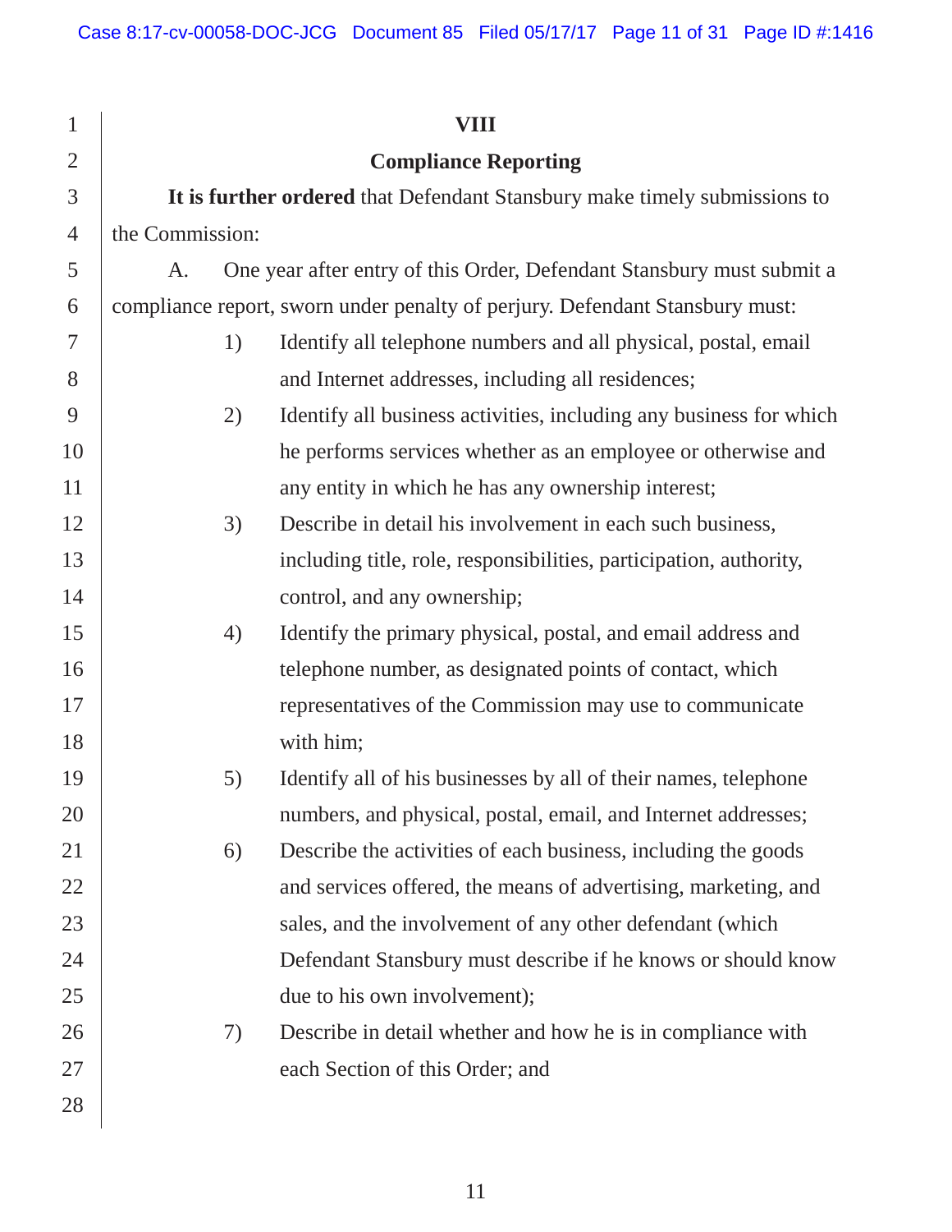## VIII

## Compliance Reporting

**It is further ordered** that Defendant Stansbury make timely submissions to the Commission:

A. One year after entry of this Order, Defendant Stansbury must submit a compliance report, sworn under penalty of perjury. Defendant Stansbury must:

1) Identify all telephone numbers and all physical, postal, email and Internet addresses, including all residences;

2) Identify all business activities, including any business for which he performs services whether as an employee or otherwise and any entity in which he has any ownership interest;

3) Describe in detail his involvement in each such business, including title, role, responsibilities, participation, authority, control, and any ownership;

4) Identify the primary physical, postal, and email address and telephone number, as designated points of contact, which representatives of the Commission may use to communicate with him;

5) Identify all of his businesses by all of their names, telephone numbers, and physical, postal, email, and Internet addresses;

6) Describe the activities of each business, including the goods and services offered, the means of advertising, marketing, and sales, and the involvement of any other defendant (which Defendant Stansbury must describe if he knows or should know due to his own involvement);

7) Describe in detail whether and how he is in compliance with each Section of this Order; and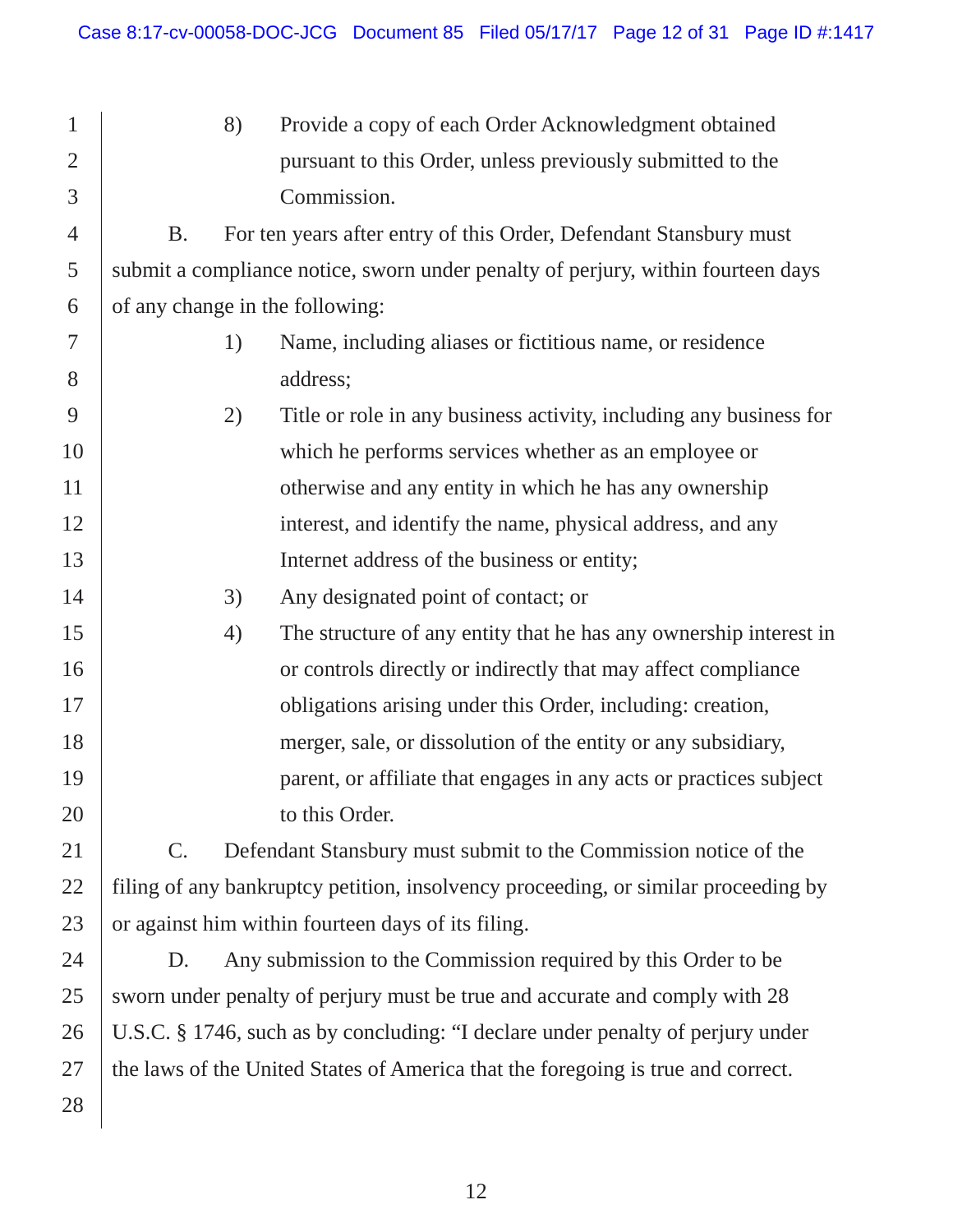8) Provide a copy of each Order Acknowledgment obtained pursuant to this Order, unless previously submitted to the Commission.

B. For ten years after entry of this Order, Defendant Stansbury must submit a compliance notice, sworn under penalty of perjury, within fourteen days of any change in the following:

1) Name, including aliases or fictitious name, or residence address;

2) Title or role in any business activity, including any business for which he performs services whether as an employee or otherwise and any entity in which he has any ownership interest, and identify the name, physical address, and any Internet address of the business or entity;

3) Any designated point of contact; or

4) The structure of any entity that he has any ownership interest in or controls directly or indirectly that may affect compliance obligations arising under this Order, including: creation, merger, sale, or dissolution of the entity or any subsidiary, parent, or affiliate that engages in any acts or practices subject to this Order.

C. Defendant Stansbury must submit to the Commission notice of the filing of any bankruptcy petition, insolvency proceeding, or similar proceeding by or against him within fourteen days of its filing.

D. Any submission to the Commission required by this Order to be sworn under penalty of perjury must be true and accurate and comply with 28 U.S.C. § 1746, such as by concluding: "I declare under penalty of perjury under the laws of the United States of America that the foregoing is true and correct.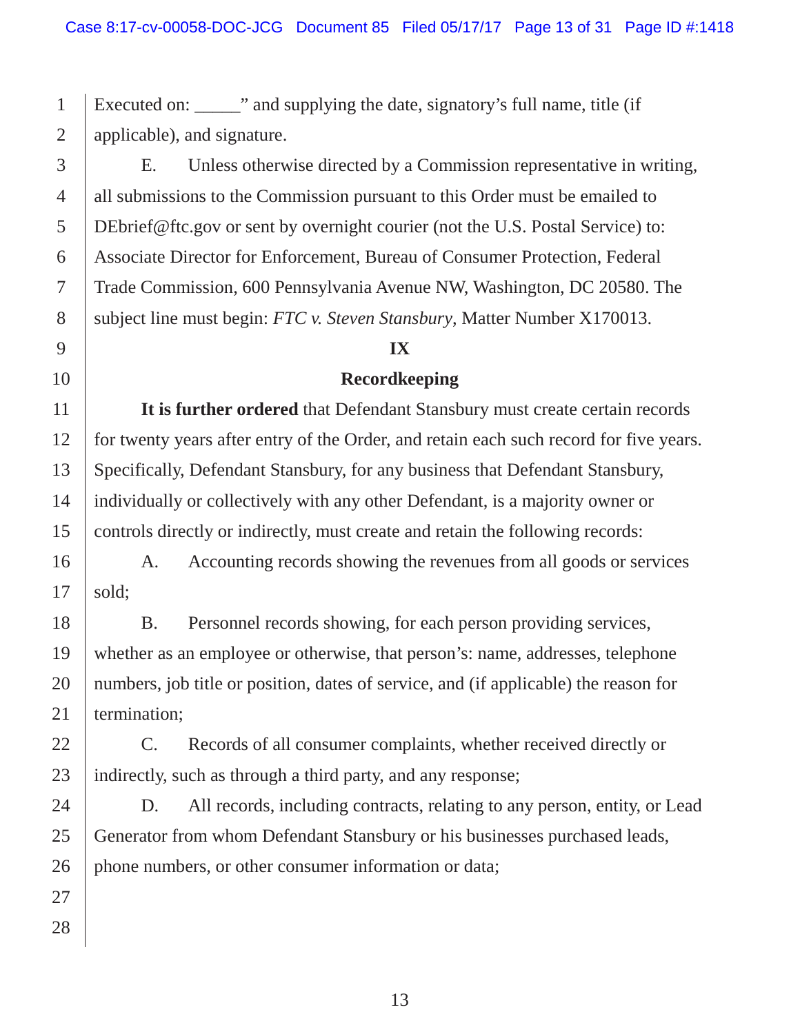Executed on: _____" and supplying the date, signatory's full name, title (if applicable), and signature.

E. Unless otherwise directed by a Commission representative in writing, all submissions to the Commission pursuant to this Order must be emailed to DEbrief@ftc.gov or sent by overnight courier (not the U.S. Postal Service) to: Associate Director for Enforcement, Bureau of Consumer Protection, Federal Trade Commission, 600 Pennsylvania Avenue NW, Washington, DC 20580. The subject line must begin: *FTC v. Steven Stansbury*, Matter Number X170013.

## IX

## Recordkeeping

**It is further ordered** that Defendant Stansbury must create certain records for twenty years after entry of the Order, and retain each such record for five years. Specifically, Defendant Stansbury, for any business that Defendant Stansbury, individually or collectively with any other Defendant, is a majority owner or controls directly or indirectly, must create and retain the following records:

A. Accounting records showing the revenues from all goods or services sold;

B. Personnel records showing, for each person providing services, whether as an employee or otherwise, that person's: name, addresses, telephone numbers, job title or position, dates of service, and (if applicable) the reason for termination;

C. Records of all consumer complaints, whether received directly or indirectly, such as through a third party, and any response;

D. All records, including contracts, relating to any person, entity, or Lead Generator from whom Defendant Stansbury or his businesses purchased leads, phone numbers, or other consumer information or data;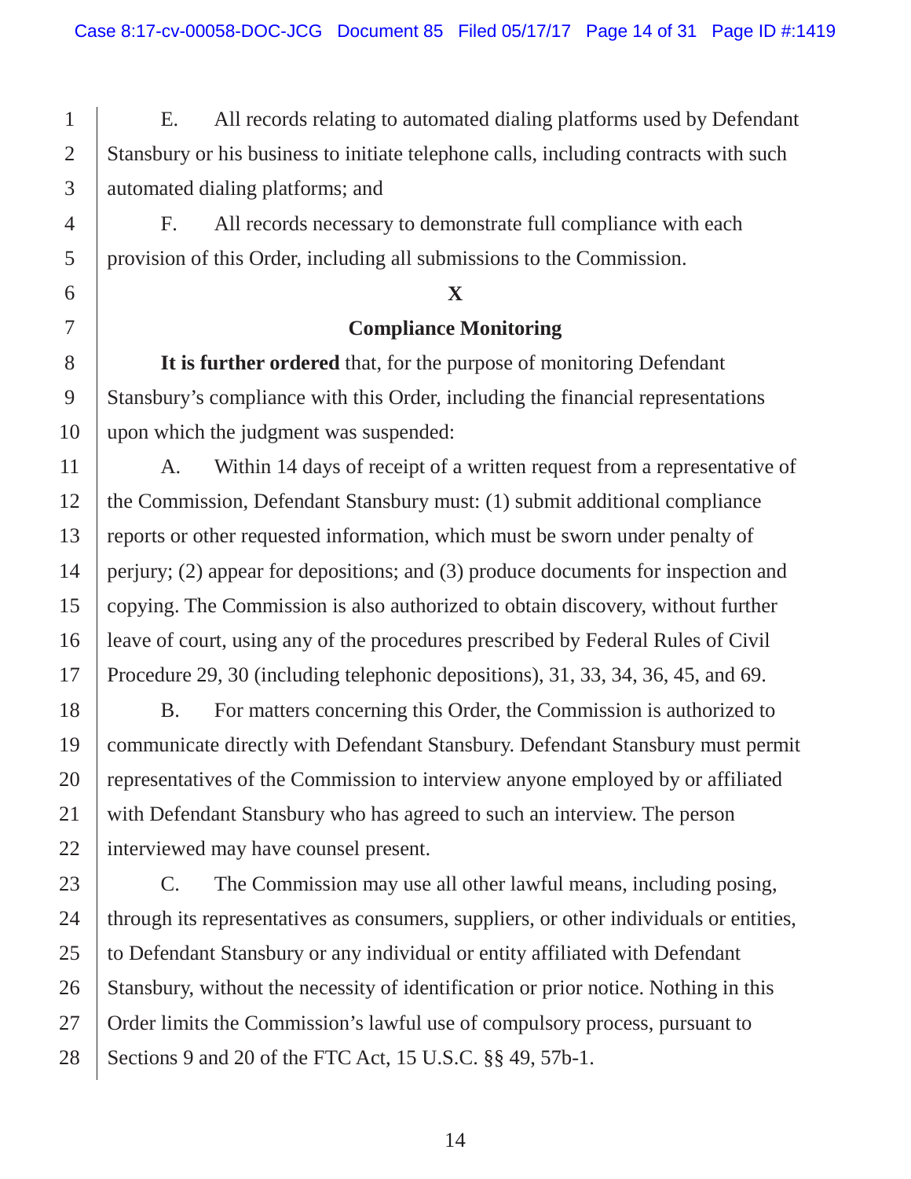E. All records relating to automated dialing platforms used by Defendant Stansbury or his business to initiate telephone calls, including contracts with such automated dialing platforms; and

F. All records necessary to demonstrate full compliance with each provision of this Order, including all submissions to the Commission.

## X

## Compliance Monitoring

**It is further ordered** that, for the purpose of monitoring Defendant Stansbury's compliance with this Order, including the financial representations upon which the judgment was suspended:

A. Within 14 days of receipt of a written request from a representative of the Commission, Defendant Stansbury must: (1) submit additional compliance reports or other requested information, which must be sworn under penalty of perjury; (2) appear for depositions; and (3) produce documents for inspection and copying. The Commission is also authorized to obtain discovery, without further leave of court, using any of the procedures prescribed by Federal Rules of Civil Procedure 29, 30 (including telephonic depositions), 31, 33, 34, 36, 45, and 69.

B. For matters concerning this Order, the Commission is authorized to communicate directly with Defendant Stansbury. Defendant Stansbury must permit representatives of the Commission to interview anyone employed by or affiliated with Defendant Stansbury who has agreed to such an interview. The person interviewed may have counsel present.

C. The Commission may use all other lawful means, including posing, through its representatives as consumers, suppliers, or other individuals or entities, to Defendant Stansbury or any individual or entity affiliated with Defendant Stansbury, without the necessity of identification or prior notice. Nothing in this Order limits the Commission's lawful use of compulsory process, pursuant to Sections 9 and 20 of the FTC Act, 15 U.S.C. §§ 49, 57b-1.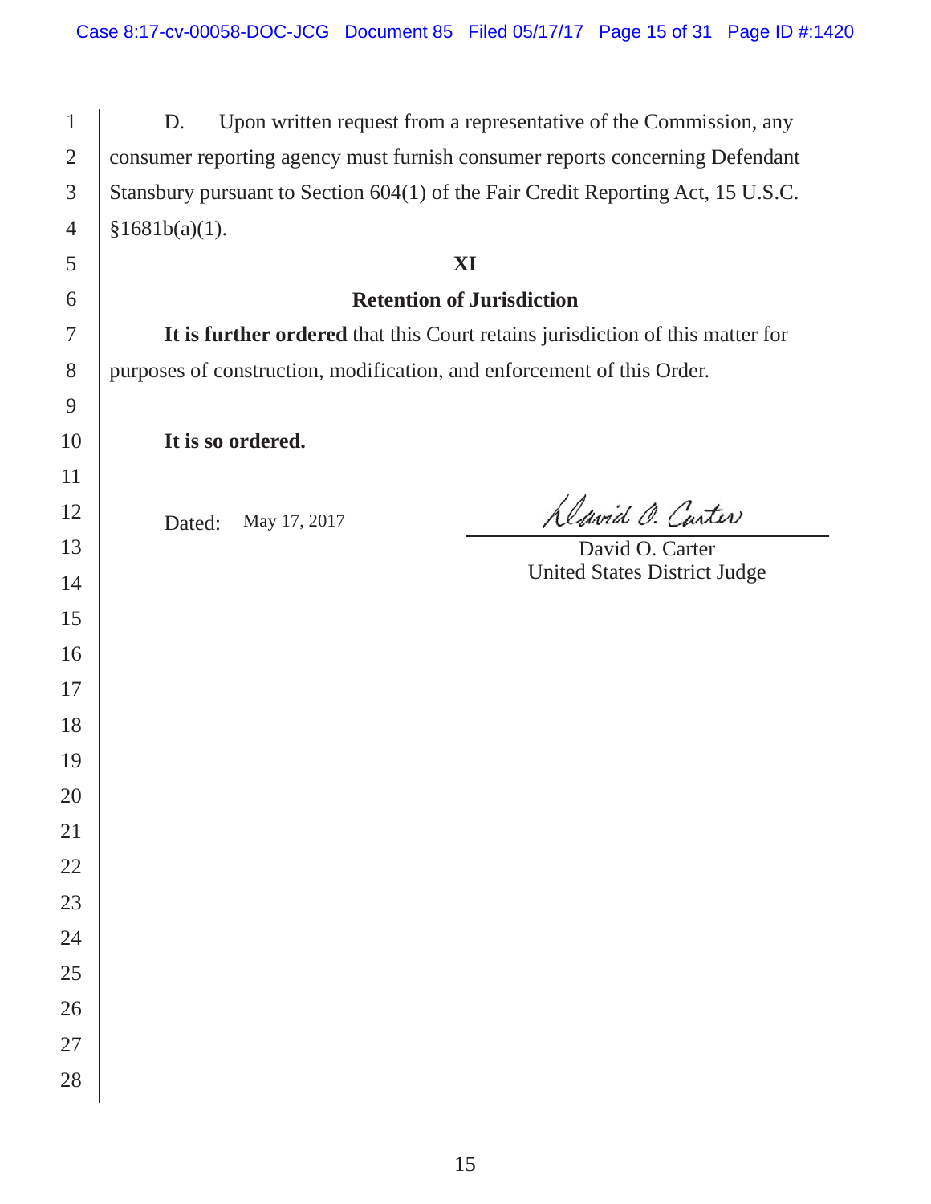D. Upon written request from a representative of the Commission, any consumer reporting agency must furnish consumer reports concerning Defendant Stansbury pursuant to Section 604(1) of the Fair Credit Reporting Act, 15 U.S.C. §1681b(a)(1).

## XI

## Retention of Jurisdiction

**It is further ordered** that this Court retains jurisdiction of this matter for purposes of construction, modification, and enforcement of this Order.

**It is so ordered.**

Dated: May 17, 2017

David O. Carter
United States District Judge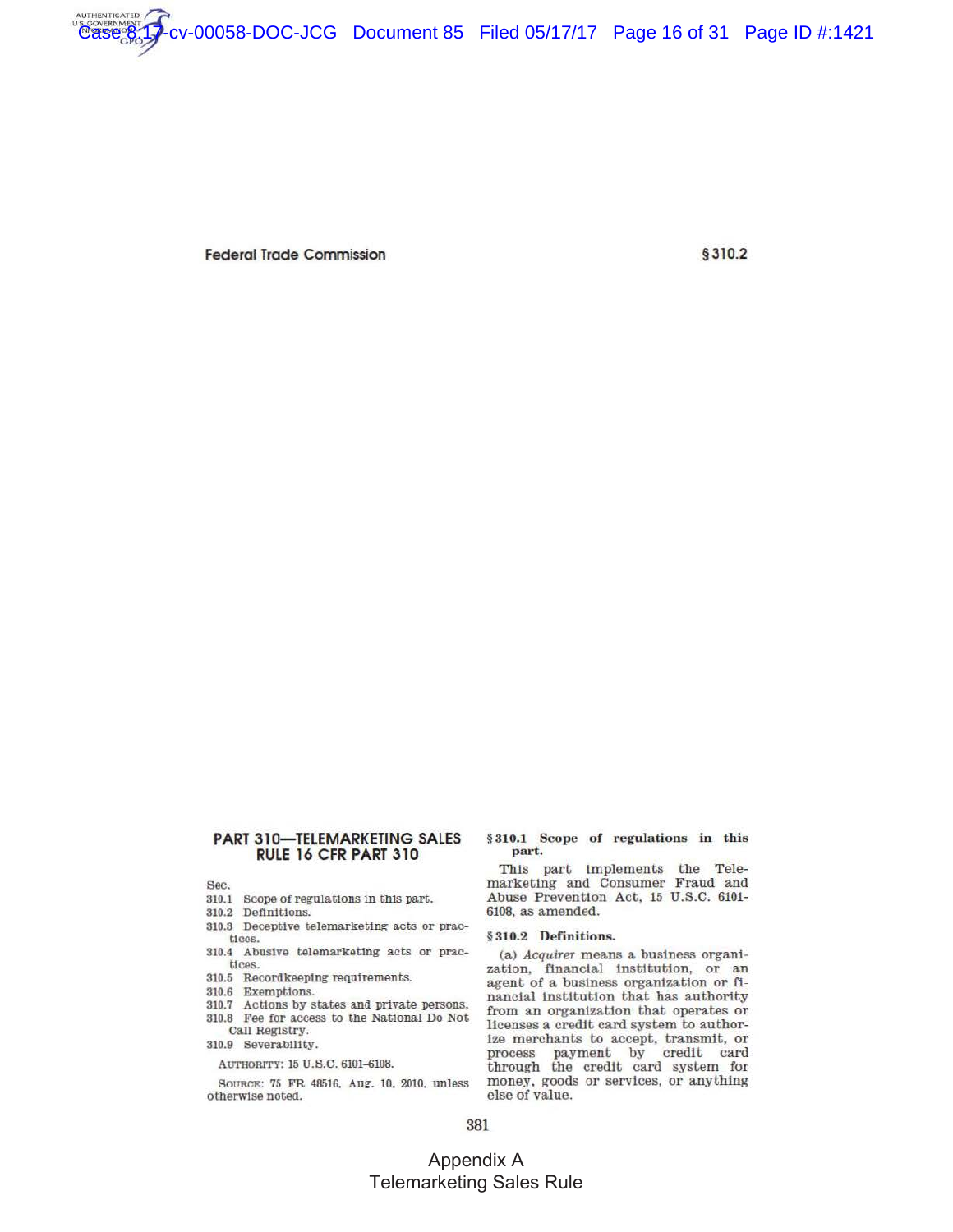## PART 310—TELEMARKETING SALES RULE 16 CFR PART 310

Sec.
310.1 Scope of regulations in this part.
310.2 Definitions.
310.3 Deceptive telemarketing acts or practices.
310.4 Abusive telemarketing acts or practices.
310.5 Recordkeeping requirements.
310.6 Exemptions.
310.7 Actions by states and private persons.
310.8 Fee for access to the National Do Not Call Registry.
310.9 Severability.

AUTHORITY: 15 U.S.C. 6101–6108.

SOURCE: 75 FR 48516, Aug. 10, 2010, unless otherwise noted.

### § 310.1 Scope of regulations in this part.

This part implements the Telemarketing and Consumer Fraud and Abuse Prevention Act, 15 U.S.C. 6101-6108, as amended.

### § 310.2 Definitions.

(a) *Acquirer* means a business organization, financial institution, or an agent of a business organization or financial institution that has authority from an organization that operates or licenses a credit card system to authorize merchants to accept, transmit, or process payment by credit card through the credit card system for money, goods or services, or anything else of value.

Appendix A
Telemarketing Sales Rule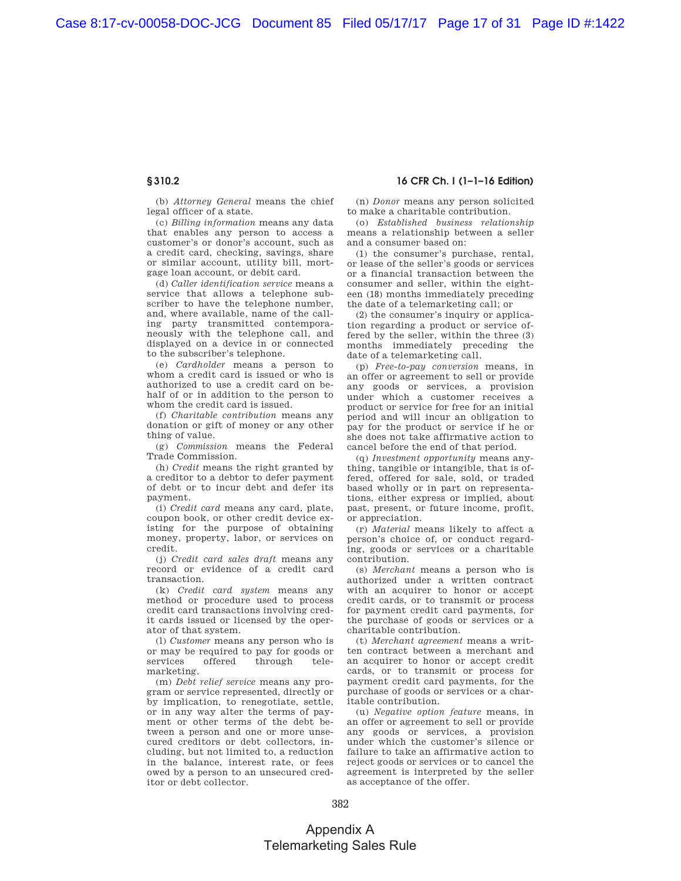(b) *Attorney General* means the chief legal officer of a state.

(c) *Billing information* means any data that enables any person to access a customer's or donor's account, such as a credit card, checking, savings, share or similar account, utility bill, mortgage loan account, or debit card.

(d) *Caller identification service* means a service that allows a telephone subscriber to have the telephone number, and, where available, name of the calling party transmitted contemporaneously with the telephone call, and displayed on a device in or connected to the subscriber's telephone.

(e) *Cardholder* means a person to whom a credit card is issued or who is authorized to use a credit card on behalf of or in addition to the person to whom the credit card is issued.

(f) *Charitable contribution* means any donation or gift of money or any other thing of value.

(g) *Commission* means the Federal Trade Commission.

(h) *Credit* means the right granted by a creditor to a debtor to defer payment of debt or to incur debt and defer its payment.

(i) *Credit card* means any card, plate, coupon book, or other credit device existing for the purpose of obtaining money, property, labor, or services on credit.

(j) *Credit card sales draft* means any record or evidence of a credit card transaction.

(k) *Credit card system* means any method or procedure used to process credit card transactions involving credit cards issued or licensed by the operator of that system.

(l) *Customer* means any person who is or may be required to pay for goods or services offered through telemarketing.

(m) *Debt relief service* means any program or service represented, directly or by implication, to renegotiate, settle, or in any way alter the terms of payment or other terms of the debt between a person and one or more unsecured creditors or debt collectors, including, but not limited to, a reduction in the balance, interest rate, or fees owed by a person to an unsecured creditor or debt collector.

(n) *Donor* means any person solicited to make a charitable contribution.

(o) *Established business relationship* means a relationship between a seller and a consumer based on:

(1) the consumer's purchase, rental, or lease of the seller's goods or services or a financial transaction between the consumer and seller, within the eighteen (18) months immediately preceding the date of a telemarketing call; or

(2) the consumer's inquiry or application regarding a product or service offered by the seller, within the three (3) months immediately preceding the date of a telemarketing call.

(p) *Free-to-pay conversion* means, in an offer or agreement to sell or provide any goods or services, a provision under which a customer receives a product or service for free for an initial period and will incur an obligation to pay for the product or service if he or she does not take affirmative action to cancel before the end of that period.

(q) *Investment opportunity* means anything, tangible or intangible, that is offered, offered for sale, sold, or traded based wholly or in part on representations, either express or implied, about past, present, or future income, profit, or appreciation.

(r) *Material* means likely to affect a person's choice of, or conduct regarding, goods or services or a charitable contribution.

(s) *Merchant* means a person who is authorized under a written contract with an acquirer to honor or accept credit cards, or to transmit or process for payment credit card payments, for the purchase of goods or services or a charitable contribution.

(t) *Merchant agreement* means a written contract between a merchant and an acquirer to honor or accept credit cards, or to transmit or process for payment credit card payments, for the purchase of goods or services or a charitable contribution.

(u) *Negative option feature* means, in an offer or agreement to sell or provide any goods or services, a provision under which the customer's silence or failure to take an affirmative action to reject goods or services or to cancel the agreement is interpreted by the seller as acceptance of the offer.

Appendix A
Telemarketing Sales Rule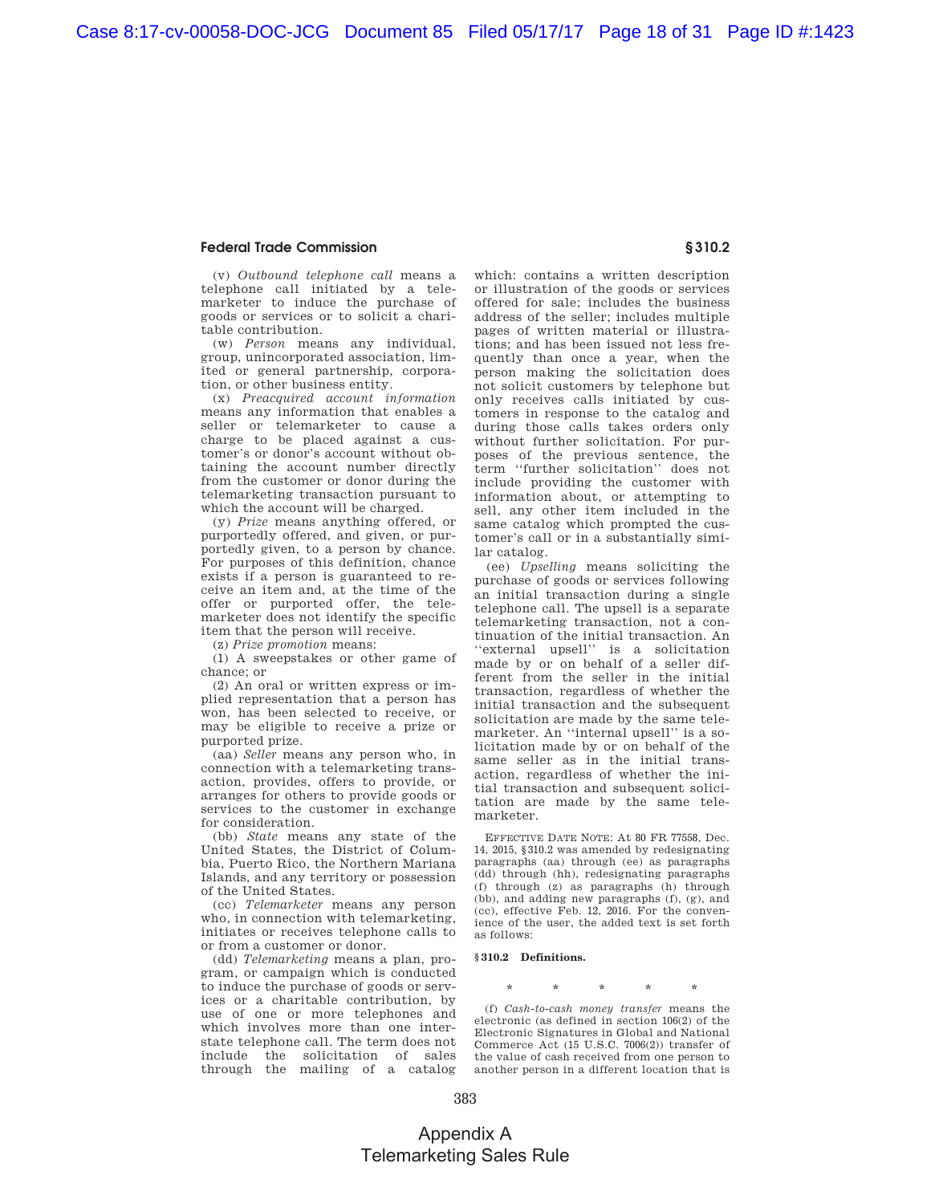(v) *Outbound telephone call* means a telephone call initiated by a telemarketer to induce the purchase of goods or services or to solicit a charitable contribution.

(w) *Person* means any individual, group, unincorporated association, limited or general partnership, corporation, or other business entity.

(x) *Preacquired account information* means any information that enables a seller or telemarketer to cause a charge to be placed against a customer's or donor's account without obtaining the account number directly from the customer or donor during the telemarketing transaction pursuant to which the account will be charged.

(y) *Prize* means anything offered, or purportedly offered, and given, or purportedly given, to a person by chance. For purposes of this definition, chance exists if a person is guaranteed to receive an item and, at the time of the offer or purported offer, the telemarketer does not identify the specific item that the person will receive.

(z) *Prize promotion* means:

(1) A sweepstakes or other game of chance; or

(2) An oral or written express or implied representation that a person has won, has been selected to receive, or may be eligible to receive a prize or purported prize.

(aa) *Seller* means any person who, in connection with a telemarketing transaction, provides, offers to provide, or arranges for others to provide goods or services to the customer in exchange for consideration.

(bb) *State* means any state of the United States, the District of Columbia, Puerto Rico, the Northern Mariana Islands, and any territory or possession of the United States.

(cc) *Telemarketer* means any person who, in connection with telemarketing, initiates or receives telephone calls to or from a customer or donor.

(dd) *Telemarketing* means a plan, program, or campaign which is conducted to induce the purchase of goods or services or a charitable contribution, by use of one or more telephones and which involves more than one interstate telephone call. The term does not include the solicitation of sales through the mailing of a catalog which: contains a written description or illustration of the goods or services offered for sale; includes the business address of the seller; includes multiple pages of written material or illustrations; and has been issued not less frequently than once a year, when the person making the solicitation does not solicit customers by telephone but only receives calls initiated by customers in response to the catalog and during those calls takes orders only without further solicitation. For purposes of the previous sentence, the term "further solicitation" does not include providing the customer with information about, or attempting to sell, any other item included in the same catalog which prompted the customer's call or in a substantially similar catalog.

(ee) *Upselling* means soliciting the purchase of goods or services following an initial transaction during a single telephone call. The upsell is a separate telemarketing transaction, not a continuation of the initial transaction. An "external upsell" is a solicitation made by or on behalf of a seller different from the seller in the initial transaction, regardless of whether the initial transaction and the subsequent solicitation are made by the same telemarketer. An "internal upsell" is a solicitation made by or on behalf of the same seller as in the initial transaction, regardless of whether the initial transaction and subsequent solicitation are made by the same telemarketer.

EFFECTIVE DATE NOTE: At 80 FR 77558, Dec. 14, 2015, §310.2 was amended by redesignating paragraphs (aa) through (ee) as paragraphs (dd) through (hh), redesignating paragraphs (f) through (z) as paragraphs (h) through (bb), and adding new paragraphs (f), (g), and (cc), effective Feb. 12, 2016. For the convenience of the user, the added text is set forth as follows:

**§310.2 Definitions.**

\* \* \* \* \*

(f) *Cash-to-cash money transfer* means the electronic (as defined in section 106(2) of the Electronic Signatures in Global and National Commerce Act (15 U.S.C. 7006(2)) transfer of the value of cash received from one person to another person in a different location that is

Appendix A
Telemarketing Sales Rule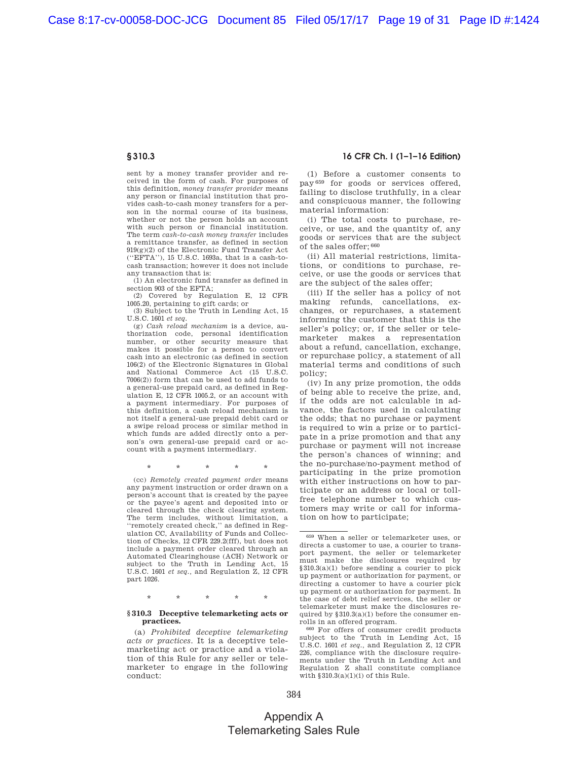sent by a money transfer provider and received in the form of cash. For purposes of this definition, *money transfer provider* means any person or financial institution that provides cash-to-cash money transfers for a person in the normal course of its business, whether or not the person holds an account with such person or financial institution. The term *cash-to-cash money transfer* includes a remittance transfer, as defined in section 919(g)(2) of the Electronic Fund Transfer Act (''EFTA''), 15 U.S.C. 1693a, that is a cash-to-cash transaction; however it does not include any transaction that is:

(1) An electronic fund transfer as defined in section 903 of the EFTA;

(2) Covered by Regulation E, 12 CFR 1005.20, pertaining to gift cards; or

(3) Subject to the Truth in Lending Act, 15 U.S.C. 1601 *et seq.*

(g) *Cash reload mechanism* is a device, authorization code, personal identification number, or other security measure that makes it possible for a person to convert cash into an electronic (as defined in section 106(2) of the Electronic Signatures in Global and National Commerce Act (15 U.S.C. 7006(2)) form that can be used to add funds to a general-use prepaid card, as defined in Regulation E, 12 CFR 1005.2, or an account with a payment intermediary. For purposes of this definition, a cash reload mechanism is not itself a general-use prepaid debit card or a swipe reload process or similar method in which funds are added directly onto a person's own general-use prepaid card or account with a payment intermediary.

\* \* \* \* \*

(cc) *Remotely created payment order* means any payment instruction or order drawn on a person's account that is created by the payee or the payee's agent and deposited into or cleared through the check clearing system. The term includes, without limitation, a ''remotely created check,'' as defined in Regulation CC, Availability of Funds and Collection of Checks, 12 CFR 229.2(fff), but does not include a payment order cleared through an Automated Clearinghouse (ACH) Network or subject to the Truth in Lending Act, 15 U.S.C. 1601 *et seq.*, and Regulation Z, 12 CFR part 1026.

\* \* \* \* \*

### § 310.3 Deceptive telemarketing acts or practices.

(a) *Prohibited deceptive telemarketing acts or practices.* It is a deceptive telemarketing act or practice and a violation of this Rule for any seller or telemarketer to engage in the following conduct:

(1) Before a customer consents to pay[659] for goods or services offered, failing to disclose truthfully, in a clear and conspicuous manner, the following material information:

(i) The total costs to purchase, receive, or use, and the quantity of, any goods or services that are the subject of the sales offer;[660]

(ii) All material restrictions, limitations, or conditions to purchase, receive, or use the goods or services that are the subject of the sales offer;

(iii) If the seller has a policy of not making refunds, cancellations, exchanges, or repurchases, a statement informing the customer that this is the seller's policy; or, if the seller or telemarketer makes a representation about a refund, cancellation, exchange, or repurchase policy, a statement of all material terms and conditions of such policy;

(iv) In any prize promotion, the odds of being able to receive the prize, and, if the odds are not calculable in advance, the factors used in calculating the odds; that no purchase or payment is required to win a prize or to participate in a prize promotion and that any purchase or payment will not increase the person's chances of winning; and the no-purchase/no-payment method of participating in the prize promotion with either instructions on how to participate or an address or local or toll-free telephone number to which customers may write or call for information on how to participate;

---

[659] When a seller or telemarketer uses, or directs a customer to use, a courier to transport payment, the seller or telemarketer must make the disclosures required by §310.3(a)(1) before sending a courier to pick up payment or authorization for payment, or directing a customer to have a courier pick up payment or authorization for payment. In the case of debt relief services, the seller or telemarketer must make the disclosures required by §310.3(a)(1) before the consumer enrolls in an offered program.

[660] For offers of consumer credit products subject to the Truth in Lending Act, 15 U.S.C. 1601 *et seq.*, and Regulation Z, 12 CFR 226, compliance with the disclosure requirements under the Truth in Lending Act and Regulation Z shall constitute compliance with §310.3(a)(1)(i) of this Rule.

Appendix A
Telemarketing Sales Rule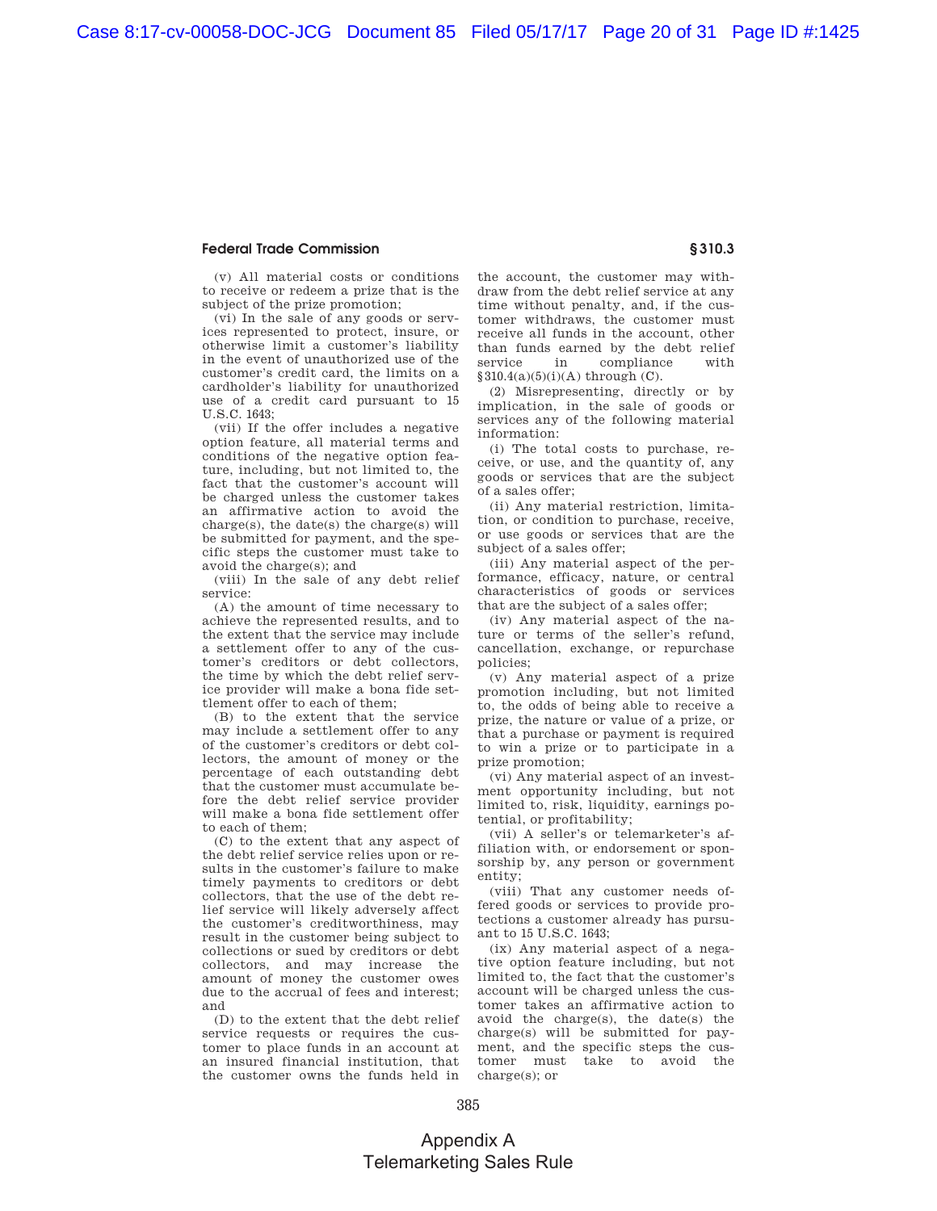(v) All material costs or conditions to receive or redeem a prize that is the subject of the prize promotion;

(vi) In the sale of any goods or services represented to protect, insure, or otherwise limit a customer's liability in the event of unauthorized use of the customer's credit card, the limits on a cardholder's liability for unauthorized use of a credit card pursuant to 15 U.S.C. 1643;

(vii) If the offer includes a negative option feature, all material terms and conditions of the negative option feature, including, but not limited to, the fact that the customer's account will be charged unless the customer takes an affirmative action to avoid the charge(s), the date(s) the charge(s) will be submitted for payment, and the specific steps the customer must take to avoid the charge(s); and

(viii) In the sale of any debt relief service:

(A) the amount of time necessary to achieve the represented results, and to the extent that the service may include a settlement offer to any of the customer's creditors or debt collectors, the time by which the debt relief service provider will make a bona fide settlement offer to each of them;

(B) to the extent that the service may include a settlement offer to any of the customer's creditors or debt collectors, the amount of money or the percentage of each outstanding debt that the customer must accumulate before the debt relief service provider will make a bona fide settlement offer to each of them;

(C) to the extent that any aspect of the debt relief service relies upon or results in the customer's failure to make timely payments to creditors or debt collectors, that the use of the debt relief service will likely adversely affect the customer's creditworthiness, may result in the customer being subject to collections or sued by creditors or debt collectors, and may increase the amount of money the customer owes due to the accrual of fees and interest; and

(D) to the extent that the debt relief service requests or requires the customer to place funds in an account at an insured financial institution, that the customer owns the funds held in the account, the customer may withdraw from the debt relief service at any time without penalty, and, if the customer withdraws, the customer must receive all funds in the account, other than funds earned by the debt relief service in compliance with §310.4(a)(5)(i)(A) through (C).

(2) Misrepresenting, directly or by implication, in the sale of goods or services any of the following material information:

(i) The total costs to purchase, receive, or use, and the quantity of, any goods or services that are the subject of a sales offer;

(ii) Any material restriction, limitation, or condition to purchase, receive, or use goods or services that are the subject of a sales offer;

(iii) Any material aspect of the performance, efficacy, nature, or central characteristics of goods or services that are the subject of a sales offer;

(iv) Any material aspect of the nature or terms of the seller's refund, cancellation, exchange, or repurchase policies;

(v) Any material aspect of a prize promotion including, but not limited to, the odds of being able to receive a prize, the nature or value of a prize, or that a purchase or payment is required to win a prize or to participate in a prize promotion;

(vi) Any material aspect of an investment opportunity including, but not limited to, risk, liquidity, earnings potential, or profitability;

(vii) A seller's or telemarketer's affiliation with, or endorsement or sponsorship by, any person or government entity;

(viii) That any customer needs offered goods or services to provide protections a customer already has pursuant to 15 U.S.C. 1643;

(ix) Any material aspect of a negative option feature including, but not limited to, the fact that the customer's account will be charged unless the customer takes an affirmative action to avoid the charge(s), the date(s) the charge(s) will be submitted for payment, and the specific steps the customer must take to avoid the charge(s); or

Appendix A
Telemarketing Sales Rule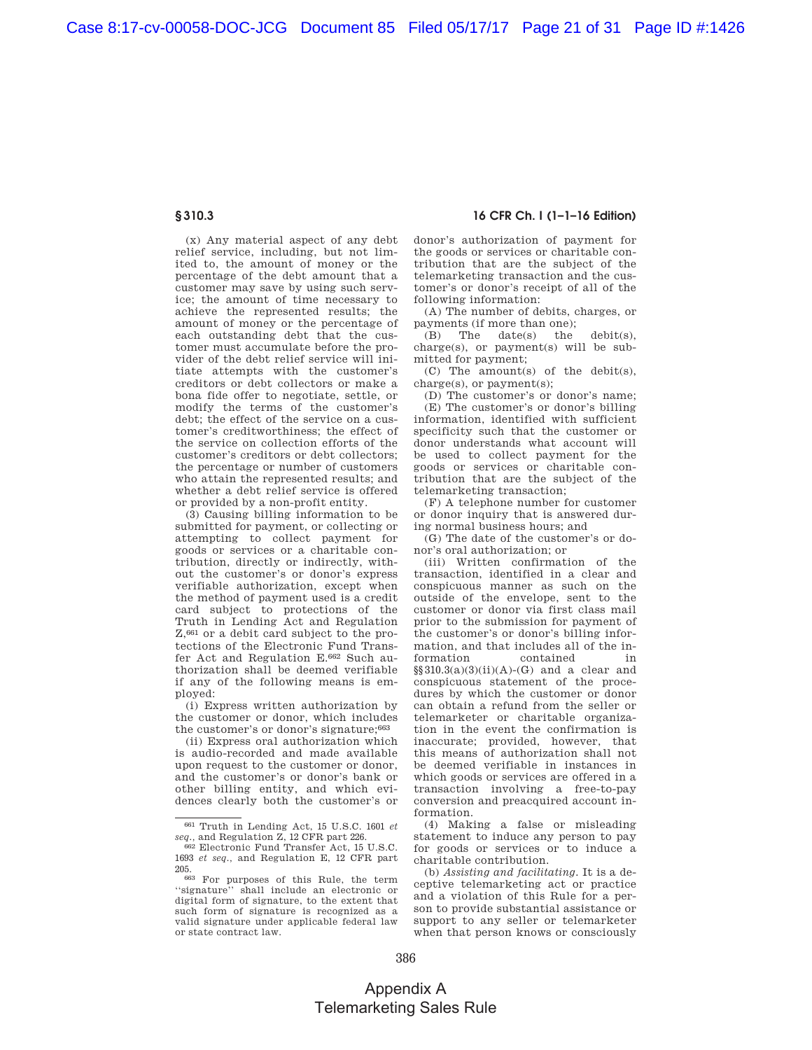(x) Any material aspect of any debt relief service, including, but not limited to, the amount of money or the percentage of the debt amount that a customer may save by using such service; the amount of time necessary to achieve the represented results; the amount of money or the percentage of each outstanding debt that the customer must accumulate before the provider of the debt relief service will initiate attempts with the customer's creditors or debt collectors or make a bona fide offer to negotiate, settle, or modify the terms of the customer's debt; the effect of the service on a customer's creditworthiness; the effect of the service on collection efforts of the customer's creditors or debt collectors; the percentage or number of customers who attain the represented results; and whether a debt relief service is offered or provided by a non-profit entity.

(3) Causing billing information to be submitted for payment, or collecting or attempting to collect payment for goods or services or a charitable contribution, directly or indirectly, without the customer's or donor's express verifiable authorization, except when the method of payment used is a credit card subject to protections of the Truth in Lending Act and Regulation Z,[661] or a debit card subject to the protections of the Electronic Fund Transfer Act and Regulation E.[662] Such authorization shall be deemed verifiable if any of the following means is employed:

(i) Express written authorization by the customer or donor, which includes the customer's or donor's signature;[663]

(ii) Express oral authorization which is audio-recorded and made available upon request to the customer or donor, and the customer's or donor's bank or other billing entity, and which evidences clearly both the customer's or donor's authorization of payment for the goods or services or charitable contribution that are the subject of the telemarketing transaction and the customer's or donor's receipt of all of the following information:

(A) The number of debits, charges, or payments (if more than one);

(B) The date(s) the debit(s), charge(s), or payment(s) will be submitted for payment;

(C) The amount(s) of the debit(s), charge(s), or payment(s);

(D) The customer's or donor's name;

(E) The customer's or donor's billing information, identified with sufficient specificity such that the customer or donor understands what account will be used to collect payment for the goods or services or charitable contribution that are the subject of the telemarketing transaction;

(F) A telephone number for customer or donor inquiry that is answered during normal business hours; and

(G) The date of the customer's or donor's oral authorization; or

(iii) Written confirmation of the transaction, identified in a clear and conspicuous manner as such on the outside of the envelope, sent to the customer or donor via first class mail prior to the submission for payment of the customer's or donor's billing information, and that includes all of the information contained in §§310.3(a)(3)(ii)(A)-(G) and a clear and conspicuous statement of the procedures by which the customer or donor can obtain a refund from the seller or telemarketer or charitable organization in the event the confirmation is inaccurate; provided, however, that this means of authorization shall not be deemed verifiable in instances in which goods or services are offered in a transaction involving a free-to-pay conversion and preacquired account information.

(4) Making a false or misleading statement to induce any person to pay for goods or services or to induce a charitable contribution.

(b) *Assisting and facilitating.* It is a deceptive telemarketing act or practice and a violation of this Rule for a person to provide substantial assistance or support to any seller or telemarketer when that person knows or consciously

---

[661] Truth in Lending Act, 15 U.S.C. 1601 *et seq.*, and Regulation Z, 12 CFR part 226.

[662] Electronic Fund Transfer Act, 15 U.S.C. 1693 *et seq.*, and Regulation E, 12 CFR part 205.

[663] For purposes of this Rule, the term "signature" shall include an electronic or digital form of signature, to the extent that such form of signature is recognized as a valid signature under applicable federal law or state contract law.

Appendix A
Telemarketing Sales Rule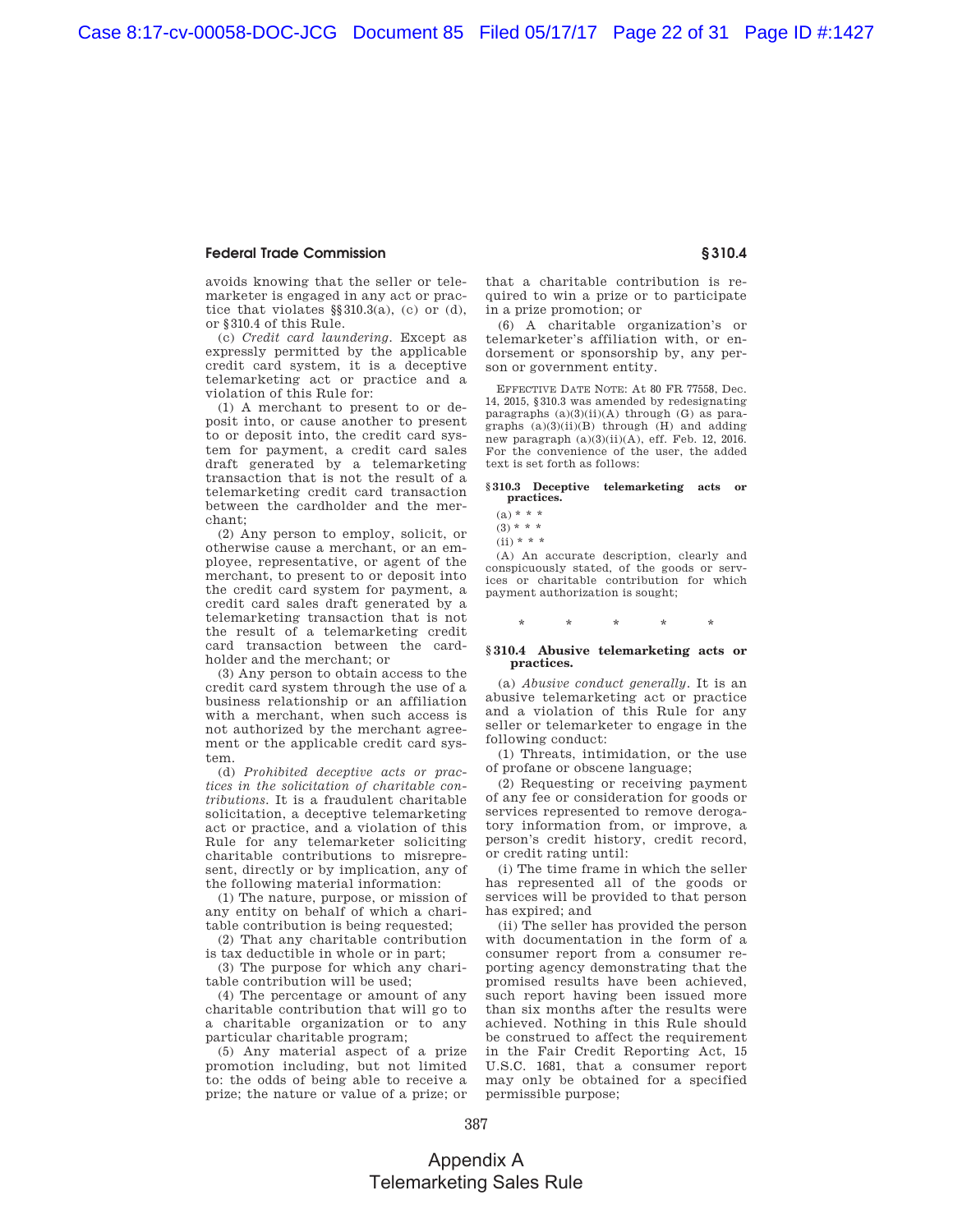avoids knowing that the seller or telemarketer is engaged in any act or practice that violates §§310.3(a), (c) or (d), or §310.4 of this Rule.

(c) *Credit card laundering.* Except as expressly permitted by the applicable credit card system, it is a deceptive telemarketing act or practice and a violation of this Rule for:

(1) A merchant to present to or deposit into, or cause another to present to or deposit into, the credit card system for payment, a credit card sales draft generated by a telemarketing transaction that is not the result of a telemarketing credit card transaction between the cardholder and the merchant;

(2) Any person to employ, solicit, or otherwise cause a merchant, or an employee, representative, or agent of the merchant, to present to or deposit into the credit card system for payment, a credit card sales draft generated by a telemarketing transaction that is not the result of a telemarketing credit card transaction between the cardholder and the merchant; or

(3) Any person to obtain access to the credit card system through the use of a business relationship or an affiliation with a merchant, when such access is not authorized by the merchant agreement or the applicable credit card system.

(d) *Prohibited deceptive acts or practices in the solicitation of charitable contributions.* It is a fraudulent charitable solicitation, a deceptive telemarketing act or practice, and a violation of this Rule for any telemarketer soliciting charitable contributions to misrepresent, directly or by implication, any of the following material information:

(1) The nature, purpose, or mission of any entity on behalf of which a charitable contribution is being requested;

(2) That any charitable contribution is tax deductible in whole or in part;

(3) The purpose for which any charitable contribution will be used;

(4) The percentage or amount of any charitable contribution that will go to a charitable organization or to any particular charitable program;

(5) Any material aspect of a prize promotion including, but not limited to: the odds of being able to receive a prize; the nature or value of a prize; or that a charitable contribution is required to win a prize or to participate in a prize promotion; or

(6) A charitable organization's or telemarketer's affiliation with, or endorsement or sponsorship by, any person or government entity.

EFFECTIVE DATE NOTE: At 80 FR 77558, Dec. 14, 2015, §310.3 was amended by redesignating paragraphs (a)(3)(ii)(A) through (G) as paragraphs (a)(3)(ii)(B) through (H) and adding new paragraph (a)(3)(ii)(A), eff. Feb. 12, 2016. For the convenience of the user, the added text is set forth as follows:

**§310.3 Deceptive telemarketing acts or practices.**

(a) * * *

(3) * * *

(ii) * * *

(A) An accurate description, clearly and conspicuously stated, of the goods or services or charitable contribution for which payment authorization is sought;

\* \* \* \* \*

## §310.4 Abusive telemarketing acts or practices.

(a) *Abusive conduct generally.* It is an abusive telemarketing act or practice and a violation of this Rule for any seller or telemarketer to engage in the following conduct:

(1) Threats, intimidation, or the use of profane or obscene language;

(2) Requesting or receiving payment of any fee or consideration for goods or services represented to remove derogatory information from, or improve, a person's credit history, credit record, or credit rating until:

(i) The time frame in which the seller has represented all of the goods or services will be provided to that person has expired; and

(ii) The seller has provided the person with documentation in the form of a consumer report from a consumer reporting agency demonstrating that the promised results have been achieved, such report having been issued more than six months after the results were achieved. Nothing in this Rule should be construed to affect the requirement in the Fair Credit Reporting Act, 15 U.S.C. 1681, that a consumer report may only be obtained for a specified permissible purpose;

Appendix A
Telemarketing Sales Rule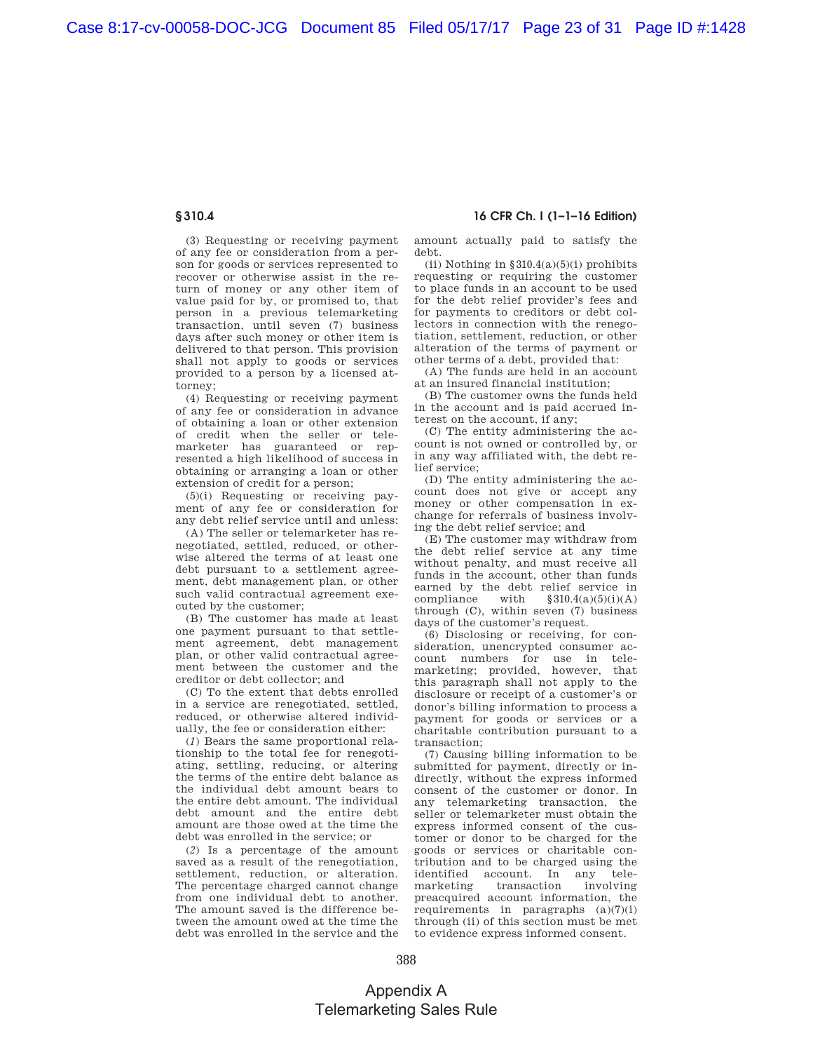(3) Requesting or receiving payment of any fee or consideration from a person for goods or services represented to recover or otherwise assist in the return of money or any other item of value paid for by, or promised to, that person in a previous telemarketing transaction, until seven (7) business days after such money or other item is delivered to that person. This provision shall not apply to goods or services provided to a person by a licensed attorney;

(4) Requesting or receiving payment of any fee or consideration in advance of obtaining a loan or other extension of credit when the seller or telemarketer has guaranteed or represented a high likelihood of success in obtaining or arranging a loan or other extension of credit for a person;

(5)(i) Requesting or receiving payment of any fee or consideration for any debt relief service until and unless:

(A) The seller or telemarketer has renegotiated, settled, reduced, or otherwise altered the terms of at least one debt pursuant to a settlement agreement, debt management plan, or other such valid contractual agreement executed by the customer;

(B) The customer has made at least one payment pursuant to that settlement agreement, debt management plan, or other valid contractual agreement between the customer and the creditor or debt collector; and

(C) To the extent that debts enrolled in a service are renegotiated, settled, reduced, or otherwise altered individually, the fee or consideration either:

(*1*) Bears the same proportional relationship to the total fee for renegotiating, settling, reducing, or altering the terms of the entire debt balance as the individual debt amount bears to the entire debt amount. The individual debt amount and the entire debt amount are those owed at the time the debt was enrolled in the service; or

(*2*) Is a percentage of the amount saved as a result of the renegotiation, settlement, reduction, or alteration. The percentage charged cannot change from one individual debt to another. The amount saved is the difference between the amount owed at the time the debt was enrolled in the service and the amount actually paid to satisfy the debt.

(ii) Nothing in §310.4(a)(5)(i) prohibits requesting or requiring the customer to place funds in an account to be used for the debt relief provider's fees and for payments to creditors or debt collectors in connection with the renegotiation, settlement, reduction, or other alteration of the terms of payment or other terms of a debt, provided that:

(A) The funds are held in an account at an insured financial institution;

(B) The customer owns the funds held in the account and is paid accrued interest on the account, if any;

(C) The entity administering the account is not owned or controlled by, or in any way affiliated with, the debt relief service;

(D) The entity administering the account does not give or accept any money or other compensation in exchange for referrals of business involving the debt relief service; and

(E) The customer may withdraw from the debt relief service at any time without penalty, and must receive all funds in the account, other than funds earned by the debt relief service in compliance with §310.4(a)(5)(i)(A) through (C), within seven (7) business days of the customer's request.

(6) Disclosing or receiving, for consideration, unencrypted consumer account numbers for use in telemarketing; provided, however, that this paragraph shall not apply to the disclosure or receipt of a customer's or donor's billing information to process a payment for goods or services or a charitable contribution pursuant to a transaction;

(7) Causing billing information to be submitted for payment, directly or indirectly, without the express informed consent of the customer or donor. In any telemarketing transaction, the seller or telemarketer must obtain the express informed consent of the customer or donor to be charged for the goods or services or charitable contribution and to be charged using the identified account. In any telemarketing transaction involving preacquired account information, the requirements in paragraphs (a)(7)(i) through (ii) of this section must be met to evidence express informed consent.

Appendix A
Telemarketing Sales Rule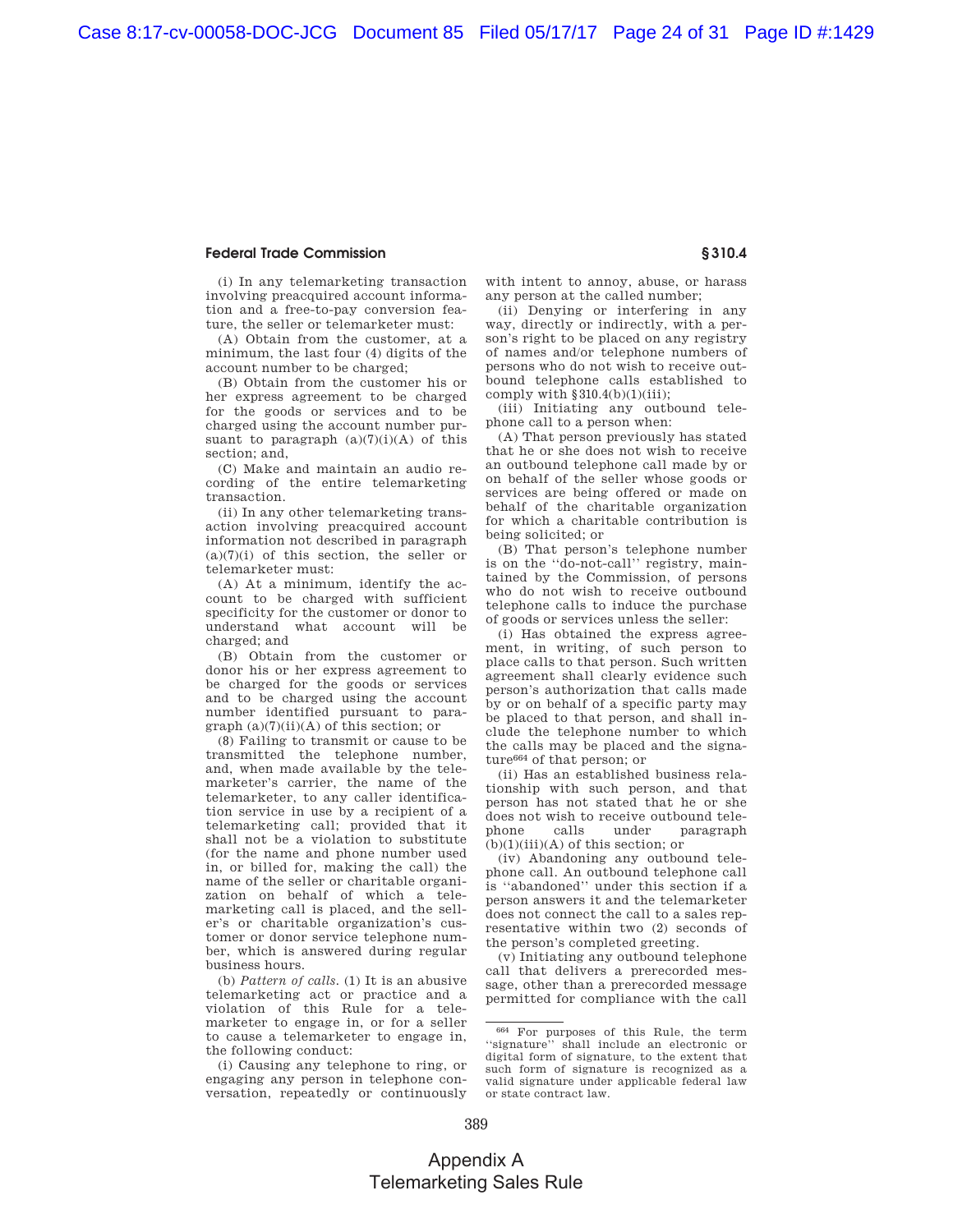(i) In any telemarketing transaction involving preacquired account information and a free-to-pay conversion feature, the seller or telemarketer must:

(A) Obtain from the customer, at a minimum, the last four (4) digits of the account number to be charged;

(B) Obtain from the customer his or her express agreement to be charged for the goods or services and to be charged using the account number pursuant to paragraph (a)(7)(i)(A) of this section; and,

(C) Make and maintain an audio recording of the entire telemarketing transaction.

(ii) In any other telemarketing transaction involving preacquired account information not described in paragraph (a)(7)(i) of this section, the seller or telemarketer must:

(A) At a minimum, identify the account to be charged with sufficient specificity for the customer or donor to understand what account will be charged; and

(B) Obtain from the customer or donor his or her express agreement to be charged for the goods or services and to be charged using the account number identified pursuant to paragraph (a)(7)(ii)(A) of this section; or

(8) Failing to transmit or cause to be transmitted the telephone number, and, when made available by the telemarketer's carrier, the name of the telemarketer, to any caller identification service in use by a recipient of a telemarketing call; provided that it shall not be a violation to substitute (for the name and phone number used in, or billed for, making the call) the name of the seller or charitable organization on behalf of which a telemarketing call is placed, and the seller's or charitable organization's customer or donor service telephone number, which is answered during regular business hours.

(b) *Pattern of calls.* (1) It is an abusive telemarketing act or practice and a violation of this Rule for a telemarketer to engage in, or for a seller to cause a telemarketer to engage in, the following conduct:

(i) Causing any telephone to ring, or engaging any person in telephone conversation, repeatedly or continuously with intent to annoy, abuse, or harass any person at the called number;

(ii) Denying or interfering in any way, directly or indirectly, with a person's right to be placed on any registry of names and/or telephone numbers of persons who do not wish to receive outbound telephone calls established to comply with §310.4(b)(1)(iii);

(iii) Initiating any outbound telephone call to a person when:

(A) That person previously has stated that he or she does not wish to receive an outbound telephone call made by or on behalf of the seller whose goods or services are being offered or made on behalf of the charitable organization for which a charitable contribution is being solicited; or

(B) That person's telephone number is on the "do-not-call" registry, maintained by the Commission, of persons who do not wish to receive outbound telephone calls to induce the purchase of goods or services unless the seller:

(*i*) Has obtained the express agreement, in writing, of such person to place calls to that person. Such written agreement shall clearly evidence such person's authorization that calls made by or on behalf of a specific party may be placed to that person, and shall include the telephone number to which the calls may be placed and the signature[664] of that person; or

(*ii*) Has an established business relationship with such person, and that person has not stated that he or she does not wish to receive outbound telephone calls under paragraph (b)(1)(iii)(A) of this section; or

(iv) Abandoning any outbound telephone call. An outbound telephone call is "abandoned" under this section if a person answers it and the telemarketer does not connect the call to a sales representative within two (2) seconds of the person's completed greeting.

(v) Initiating any outbound telephone call that delivers a prerecorded message, other than a prerecorded message permitted for compliance with the call

---

[664] For purposes of this Rule, the term "signature" shall include an electronic or digital form of signature, to the extent that such form of signature is recognized as a valid signature under applicable federal law or state contract law.

Appendix A
Telemarketing Sales Rule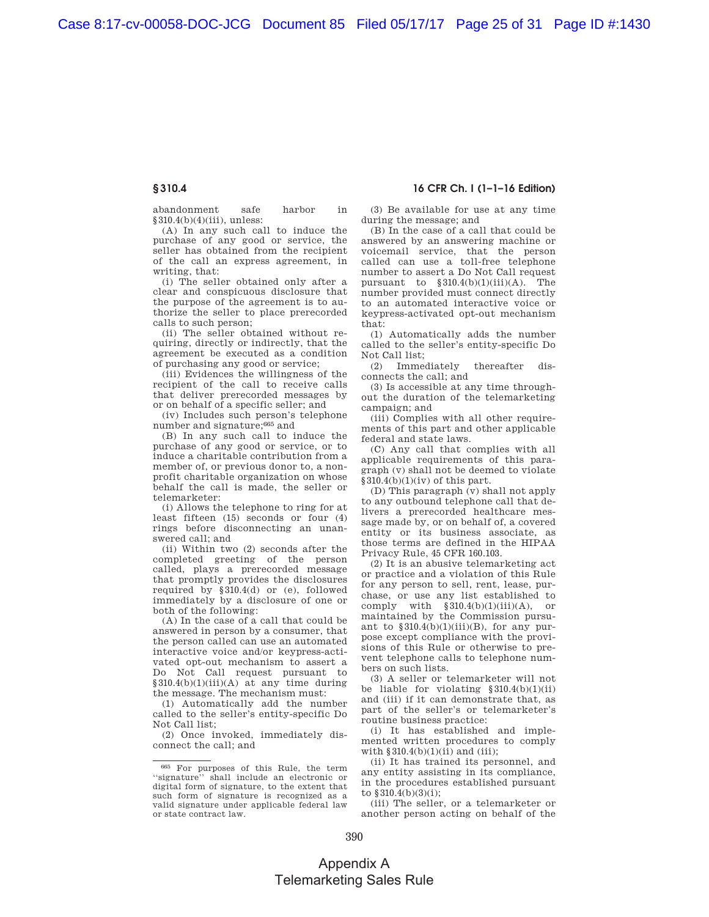abandonment safe harbor in §310.4(b)(4)(iii), unless:

(A) In any such call to induce the purchase of any good or service, the seller has obtained from the recipient of the call an express agreement, in writing, that:

(i) The seller obtained only after a clear and conspicuous disclosure that the purpose of the agreement is to authorize the seller to place prerecorded calls to such person;

(ii) The seller obtained without requiring, directly or indirectly, that the agreement be executed as a condition of purchasing any good or service;

(iii) Evidences the willingness of the recipient of the call to receive calls that deliver prerecorded messages by or on behalf of a specific seller; and

(iv) Includes such person's telephone number and signature;[665] and

(B) In any such call to induce the purchase of any good or service, or to induce a charitable contribution from a member of, or previous donor to, a non-profit charitable organization on whose behalf the call is made, the seller or telemarketer:

(i) Allows the telephone to ring for at least fifteen (15) seconds or four (4) rings before disconnecting an unanswered call; and

(ii) Within two (2) seconds after the completed greeting of the person called, plays a prerecorded message that promptly provides the disclosures required by §310.4(d) or (e), followed immediately by a disclosure of one or both of the following:

(A) In the case of a call that could be answered in person by a consumer, that the person called can use an automated interactive voice and/or keypress-activated opt-out mechanism to assert a Do Not Call request pursuant to §310.4(b)(1)(iii)(A) at any time during the message. The mechanism must:

(1) Automatically add the number called to the seller's entity-specific Do Not Call list;

(2) Once invoked, immediately disconnect the call; and

(3) Be available for use at any time during the message; and

(B) In the case of a call that could be answered by an answering machine or voicemail service, that the person called can use a toll-free telephone number to assert a Do Not Call request pursuant to §310.4(b)(1)(iii)(A). The number provided must connect directly to an automated interactive voice or keypress-activated opt-out mechanism that:

(1) Automatically adds the number called to the seller's entity-specific Do Not Call list;

(2) Immediately thereafter disconnects the call; and

(3) Is accessible at any time throughout the duration of the telemarketing campaign; and

(iii) Complies with all other requirements of this part and other applicable federal and state laws.

(C) Any call that complies with all applicable requirements of this paragraph (v) shall not be deemed to violate §310.4(b)(1)(iv) of this part.

(D) This paragraph (v) shall not apply to any outbound telephone call that delivers a prerecorded healthcare message made by, or on behalf of, a covered entity or its business associate, as those terms are defined in the HIPAA Privacy Rule, 45 CFR 160.103.

(2) It is an abusive telemarketing act or practice and a violation of this Rule for any person to sell, rent, lease, purchase, or use any list established to comply with §310.4(b)(1)(iii)(A), or maintained by the Commission pursuant to §310.4(b)(1)(iii)(B), for any purpose except compliance with the provisions of this Rule or otherwise to prevent telephone calls to telephone numbers on such lists.

(3) A seller or telemarketer will not be liable for violating §310.4(b)(1)(ii) and (iii) if it can demonstrate that, as part of the seller's or telemarketer's routine business practice:

(i) It has established and implemented written procedures to comply with §310.4(b)(1)(ii) and (iii);

(ii) It has trained its personnel, and any entity assisting in its compliance, in the procedures established pursuant to §310.4(b)(3)(i);

(iii) The seller, or a telemarketer or another person acting on behalf of the

---

[665] For purposes of this Rule, the term "signature" shall include an electronic or digital form of signature, to the extent that such form of signature is recognized as a valid signature under applicable federal law or state contract law.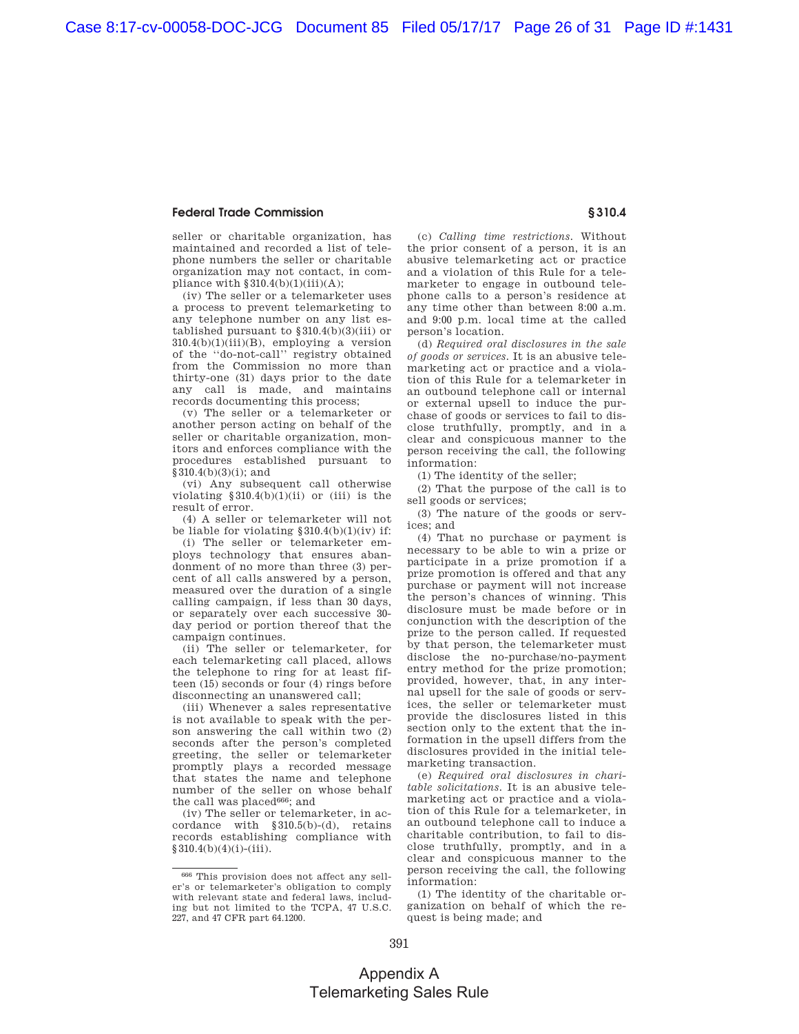seller or charitable organization, has maintained and recorded a list of telephone numbers the seller or charitable organization may not contact, in compliance with §310.4(b)(1)(iii)(A);

(iv) The seller or a telemarketer uses a process to prevent telemarketing to any telephone number on any list established pursuant to §310.4(b)(3)(iii) or 310.4(b)(1)(iii)(B), employing a version of the "do-not-call" registry obtained from the Commission no more than thirty-one (31) days prior to the date any call is made, and maintains records documenting this process;

(v) The seller or a telemarketer or another person acting on behalf of the seller or charitable organization, monitors and enforces compliance with the procedures established pursuant to §310.4(b)(3)(i); and

(vi) Any subsequent call otherwise violating §310.4(b)(1)(ii) or (iii) is the result of error.

(4) A seller or telemarketer will not be liable for violating §310.4(b)(1)(iv) if:

(i) The seller or telemarketer employs technology that ensures abandonment of no more than three (3) percent of all calls answered by a person, measured over the duration of a single calling campaign, if less than 30 days, or separately over each successive 30-day period or portion thereof that the campaign continues.

(ii) The seller or telemarketer, for each telemarketing call placed, allows the telephone to ring for at least fifteen (15) seconds or four (4) rings before disconnecting an unanswered call;

(iii) Whenever a sales representative is not available to speak with the person answering the call within two (2) seconds after the person's completed greeting, the seller or telemarketer promptly plays a recorded message that states the name and telephone number of the seller on whose behalf the call was placed[666]; and

(iv) The seller or telemarketer, in accordance with §310.5(b)-(d), retains records establishing compliance with §310.4(b)(4)(i)-(iii).

(c) *Calling time restrictions.* Without the prior consent of a person, it is an abusive telemarketing act or practice and a violation of this Rule for a telemarketer to engage in outbound telephone calls to a person's residence at any time other than between 8:00 a.m. and 9:00 p.m. local time at the called person's location.

(d) *Required oral disclosures in the sale of goods or services.* It is an abusive telemarketing act or practice and a violation of this Rule for a telemarketer in an outbound telephone call or internal or external upsell to induce the purchase of goods or services to fail to disclose truthfully, promptly, and in a clear and conspicuous manner to the person receiving the call, the following information:

(1) The identity of the seller;

(2) That the purpose of the call is to sell goods or services;

(3) The nature of the goods or services; and

(4) That no purchase or payment is necessary to be able to win a prize or participate in a prize promotion if a prize promotion is offered and that any purchase or payment will not increase the person's chances of winning. This disclosure must be made before or in conjunction with the description of the prize to the person called. If requested by that person, the telemarketer must disclose the no-purchase/no-payment entry method for the prize promotion; provided, however, that, in any internal upsell for the sale of goods or services, the seller or telemarketer must provide the disclosures listed in this section only to the extent that the information in the upsell differs from the disclosures provided in the initial telemarketing transaction.

(e) *Required oral disclosures in charitable solicitations.* It is an abusive telemarketing act or practice and a violation of this Rule for a telemarketer, in an outbound telephone call to induce a charitable contribution, to fail to disclose truthfully, promptly, and in a clear and conspicuous manner to the person receiving the call, the following information:

(1) The identity of the charitable organization on behalf of which the request is being made; and

---

[666] This provision does not affect any seller's or telemarketer's obligation to comply with relevant state and federal laws, including but not limited to the TCPA, 47 U.S.C. 227, and 47 CFR part 64.1200.

Appendix A
Telemarketing Sales Rule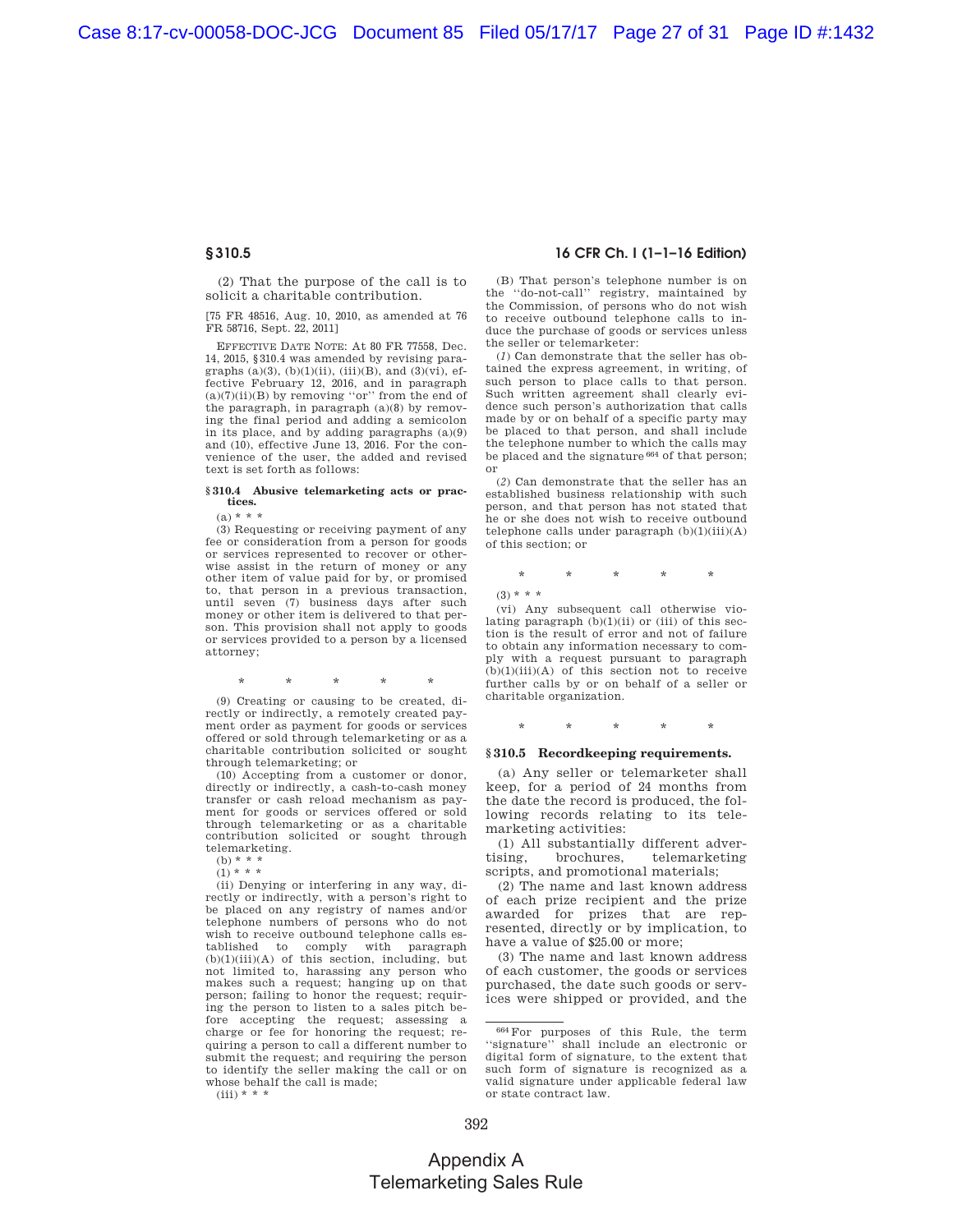(2) That the purpose of the call is to solicit a charitable contribution.

[75 FR 48516, Aug. 10, 2010, as amended at 76 FR 58716, Sept. 22, 2011]

EFFECTIVE DATE NOTE: At 80 FR 77558, Dec. 14, 2015, §310.4 was amended by revising paragraphs (a)(3), (b)(1)(ii), (iii)(B), and (3)(vi), effective February 12, 2016, and in paragraph (a)(7)(ii)(B) by removing ''or'' from the end of the paragraph, in paragraph (a)(8) by removing the final period and adding a semicolon in its place, and by adding paragraphs (a)(9) and (10), effective June 13, 2016. For the convenience of the user, the added and revised text is set forth as follows:

**§310.4 Abusive telemarketing acts or practices.**

(a) * * *

(3) Requesting or receiving payment of any fee or consideration from a person for goods or services represented to recover or otherwise assist in the return of money or any other item of value paid for by, or promised to, that person in a previous transaction, until seven (7) business days after such money or other item is delivered to that person. This provision shall not apply to goods or services provided to a person by a licensed attorney;

\* \* \* \* \*

(9) Creating or causing to be created, directly or indirectly, a remotely created payment order as payment for goods or services offered or sold through telemarketing or as a charitable contribution solicited or sought through telemarketing; or

(10) Accepting from a customer or donor, directly or indirectly, a cash-to-cash money transfer or cash reload mechanism as payment for goods or services offered or sold through telemarketing or as a charitable contribution solicited or sought through telemarketing.

(b) * * *

(1) * * *

(ii) Denying or interfering in any way, directly or indirectly, with a person's right to be placed on any registry of names and/or telephone numbers of persons who do not wish to receive outbound telephone calls established to comply with paragraph (b)(1)(iii)(A) of this section, including, but not limited to, harassing any person who makes such a request; hanging up on that person; failing to honor the request; requiring the person to listen to a sales pitch before accepting the request; assessing a charge or fee for honoring the request; requiring a person to call a different number to submit the request; and requiring the person to identify the seller making the call or on whose behalf the call is made;

(iii) * * *

(B) That person's telephone number is on the ''do-not-call'' registry, maintained by the Commission, of persons who do not wish to receive outbound telephone calls to induce the purchase of goods or services unless the seller or telemarketer:

(*1*) Can demonstrate that the seller has obtained the express agreement, in writing, of such person to place calls to that person. Such written agreement shall clearly evidence such person's authorization that calls made by or on behalf of a specific party may be placed to that person, and shall include the telephone number to which the calls may be placed and the signature[664] of that person; or

(*2*) Can demonstrate that the seller has an established business relationship with such person, and that person has not stated that he or she does not wish to receive outbound telephone calls under paragraph (b)(1)(iii)(A) of this section; or

\* \* \* \* \*

(3) * * *

(vi) Any subsequent call otherwise violating paragraph (b)(1)(ii) or (iii) of this section is the result of error and not of failure to obtain any information necessary to comply with a request pursuant to paragraph (b)(1)(iii)(A) of this section not to receive further calls by or on behalf of a seller or charitable organization.

\* \* \* \* \*

## §310.5 Recordkeeping requirements.

(a) Any seller or telemarketer shall keep, for a period of 24 months from the date the record is produced, the following records relating to its telemarketing activities:

(1) All substantially different advertising, brochures, telemarketing scripts, and promotional materials;

(2) The name and last known address of each prize recipient and the prize awarded for prizes that are represented, directly or by implication, to have a value of $25.00 or more;

(3) The name and last known address of each customer, the goods or services purchased, the date such goods or services were shipped or provided, and the

---

[664] For purposes of this Rule, the term ''signature'' shall include an electronic or digital form of signature, to the extent that such form of signature is recognized as a valid signature under applicable federal law or state contract law.

Appendix A
Telemarketing Sales Rule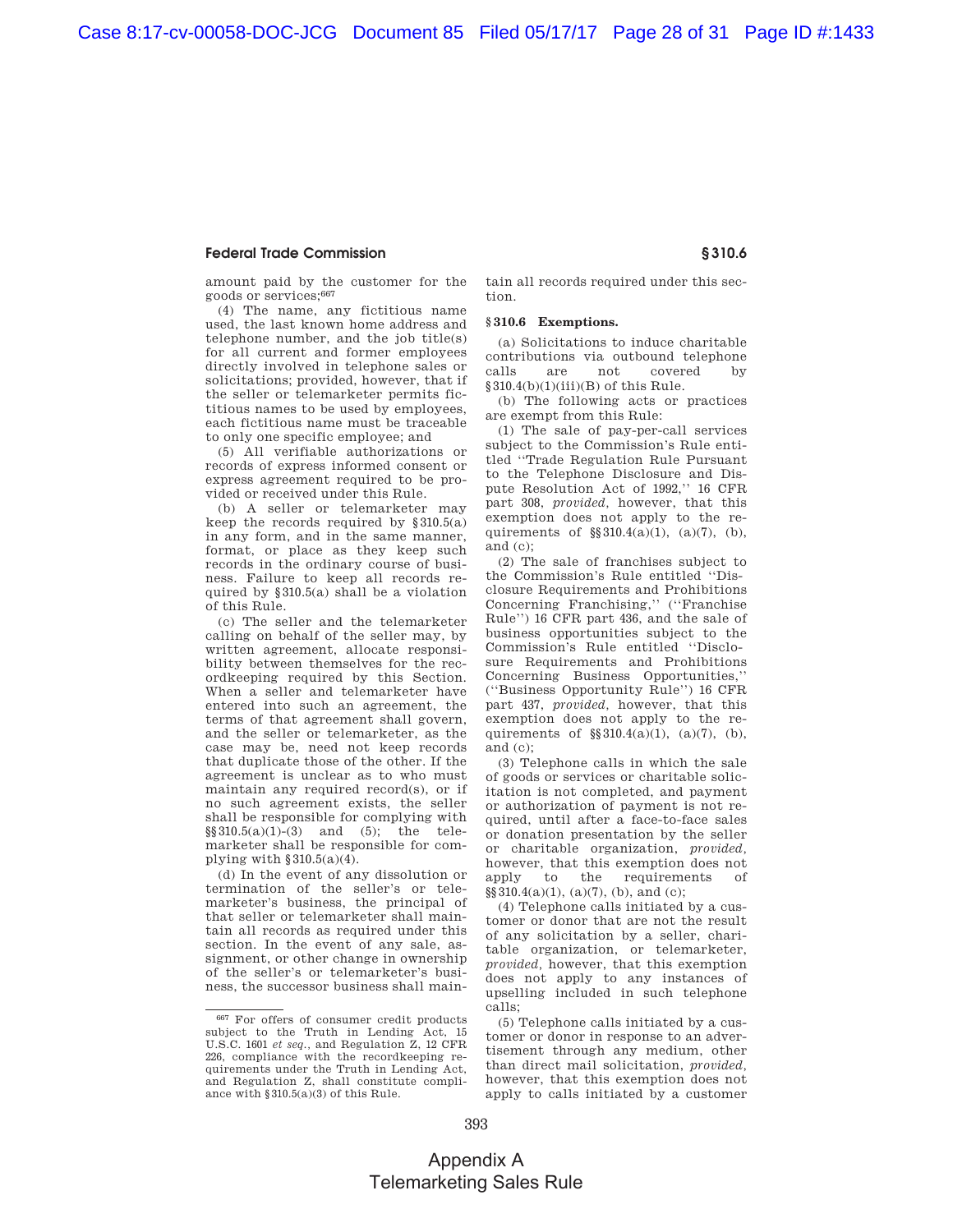amount paid by the customer for the goods or services;[667]

(4) The name, any fictitious name used, the last known home address and telephone number, and the job title(s) for all current and former employees directly involved in telephone sales or solicitations; provided, however, that if the seller or telemarketer permits fictitious names to be used by employees, each fictitious name must be traceable to only one specific employee; and

(5) All verifiable authorizations or records of express informed consent or express agreement required to be provided or received under this Rule.

(b) A seller or telemarketer may keep the records required by §310.5(a) in any form, and in the same manner, format, or place as they keep such records in the ordinary course of business. Failure to keep all records required by §310.5(a) shall be a violation of this Rule.

(c) The seller and the telemarketer calling on behalf of the seller may, by written agreement, allocate responsibility between themselves for the recordkeeping required by this Section. When a seller and telemarketer have entered into such an agreement, the terms of that agreement shall govern, and the seller or telemarketer, as the case may be, need not keep records that duplicate those of the other. If the agreement is unclear as to who must maintain any required record(s), or if no such agreement exists, the seller shall be responsible for complying with §§310.5(a)(1)-(3) and (5); the telemarketer shall be responsible for complying with §310.5(a)(4).

(d) In the event of any dissolution or termination of the seller's or telemarketer's business, the principal of that seller or telemarketer shall maintain all records as required under this section. In the event of any sale, assignment, or other change in ownership of the seller's or telemarketer's business, the successor business shall maintain all records required under this section.

[667] For offers of consumer credit products subject to the Truth in Lending Act, 15 U.S.C. 1601 *et seq.*, and Regulation Z, 12 CFR 226, compliance with the recordkeeping requirements under the Truth in Lending Act, and Regulation Z, shall constitute compliance with §310.5(a)(3) of this Rule.

**§310.6 Exemptions.**

(a) Solicitations to induce charitable contributions via outbound telephone calls are not covered by §310.4(b)(1)(iii)(B) of this Rule.

(b) The following acts or practices are exempt from this Rule:

(1) The sale of pay-per-call services subject to the Commission's Rule entitled "Trade Regulation Rule Pursuant to the Telephone Disclosure and Dispute Resolution Act of 1992," 16 CFR part 308, *provided*, however, that this exemption does not apply to the requirements of §§310.4(a)(1), (a)(7), (b), and (c);

(2) The sale of franchises subject to the Commission's Rule entitled "Disclosure Requirements and Prohibitions Concerning Franchising," ("Franchise Rule") 16 CFR part 436, and the sale of business opportunities subject to the Commission's Rule entitled "Disclosure Requirements and Prohibitions Concerning Business Opportunities," ("Business Opportunity Rule") 16 CFR part 437, *provided*, however, that this exemption does not apply to the requirements of §§310.4(a)(1), (a)(7), (b), and (c);

(3) Telephone calls in which the sale of goods or services or charitable solicitation is not completed, and payment or authorization of payment is not required, until after a face-to-face sales or donation presentation by the seller or charitable organization, *provided*, however, that this exemption does not apply to the requirements of §§310.4(a)(1), (a)(7), (b), and (c);

(4) Telephone calls initiated by a customer or donor that are not the result of any solicitation by a seller, charitable organization, or telemarketer, *provided*, however, that this exemption does not apply to any instances of upselling included in such telephone calls;

(5) Telephone calls initiated by a customer or donor in response to an advertisement through any medium, other than direct mail solicitation, *provided*, however, that this exemption does not apply to calls initiated by a customer

Appendix A
Telemarketing Sales Rule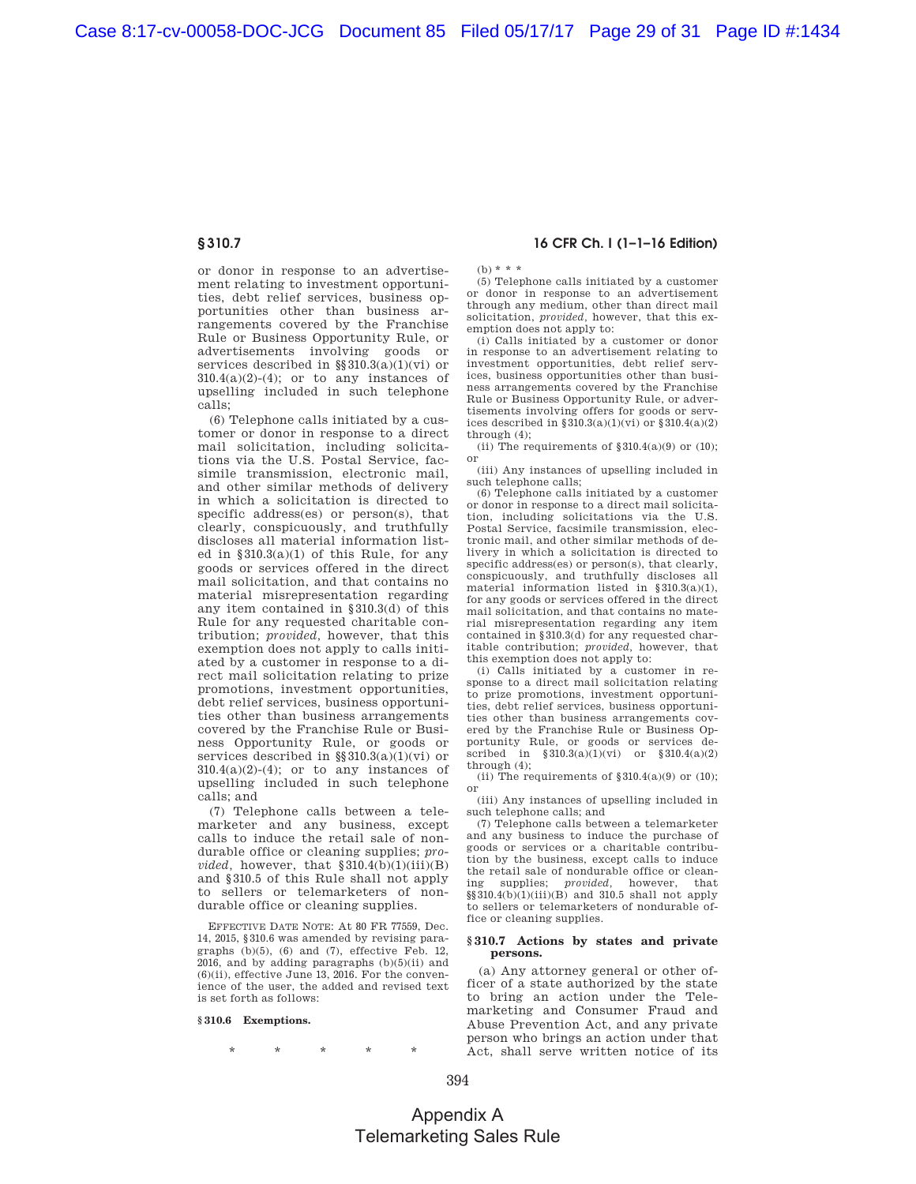or donor in response to an advertisement relating to investment opportunities, debt relief services, business opportunities other than business arrangements covered by the Franchise Rule or Business Opportunity Rule, or advertisements involving goods or services described in §§310.3(a)(1)(vi) or 310.4(a)(2)-(4); or to any instances of upselling included in such telephone calls;

(6) Telephone calls initiated by a customer or donor in response to a direct mail solicitation, including solicitations via the U.S. Postal Service, facsimile transmission, electronic mail, and other similar methods of delivery in which a solicitation is directed to specific address(es) or person(s), that clearly, conspicuously, and truthfully discloses all material information listed in §310.3(a)(1) of this Rule, for any goods or services offered in the direct mail solicitation, and that contains no material misrepresentation regarding any item contained in §310.3(d) of this Rule for any requested charitable contribution; *provided*, however, that this exemption does not apply to calls initiated by a customer in response to a direct mail solicitation relating to prize promotions, investment opportunities, debt relief services, business opportunities other than business arrangements covered by the Franchise Rule or Business Opportunity Rule, or goods or services described in §§310.3(a)(1)(vi) or 310.4(a)(2)-(4); or to any instances of upselling included in such telephone calls; and

(7) Telephone calls between a telemarketer and any business, except calls to induce the retail sale of nondurable office or cleaning supplies; *provided*, however, that §310.4(b)(1)(iii)(B) and §310.5 of this Rule shall not apply to sellers or telemarketers of nondurable office or cleaning supplies.

EFFECTIVE DATE NOTE: At 80 FR 77559, Dec. 14, 2015, §310.6 was amended by revising paragraphs (b)(5), (6) and (7), effective Feb. 12, 2016, and by adding paragraphs (b)(5)(ii) and (6)(ii), effective June 13, 2016. For the convenience of the user, the added and revised text is set forth as follows:

**§310.6 Exemptions.**

\* \* \* \* \*

(b) \* \* \*

(5) Telephone calls initiated by a customer or donor in response to an advertisement through any medium, other than direct mail solicitation, *provided*, however, that this exemption does not apply to:

(i) Calls initiated by a customer or donor in response to an advertisement relating to investment opportunities, debt relief services, business opportunities other than business arrangements covered by the Franchise Rule or Business Opportunity Rule, or advertisements involving offers for goods or services described in §310.3(a)(1)(vi) or §310.4(a)(2) through (4);

(ii) The requirements of §310.4(a)(9) or (10); or

(iii) Any instances of upselling included in such telephone calls;

(6) Telephone calls initiated by a customer or donor in response to a direct mail solicitation, including solicitations via the U.S. Postal Service, facsimile transmission, electronic mail, and other similar methods of delivery in which a solicitation is directed to specific address(es) or person(s), that clearly, conspicuously, and truthfully discloses all material information listed in §310.3(a)(1), for any goods or services offered in the direct mail solicitation, and that contains no material misrepresentation regarding any item contained in §310.3(d) for any requested charitable contribution; *provided*, however, that this exemption does not apply to:

(i) Calls initiated by a customer in response to a direct mail solicitation relating to prize promotions, investment opportunities, debt relief services, business opportunities other than business arrangements covered by the Franchise Rule or Business Opportunity Rule, or goods or services described in §310.3(a)(1)(vi) or §310.4(a)(2) through (4);

(ii) The requirements of §310.4(a)(9) or (10); or

(iii) Any instances of upselling included in such telephone calls; and

(7) Telephone calls between a telemarketer and any business to induce the purchase of goods or services or a charitable contribution by the business, except calls to induce the retail sale of nondurable office or cleaning supplies; *provided*, however, that §§310.4(b)(1)(iii)(B) and 310.5 shall not apply to sellers or telemarketers of nondurable office or cleaning supplies.

**§310.7 Actions by states and private persons.**

(a) Any attorney general or other officer of a state authorized by the state to bring an action under the Telemarketing and Consumer Fraud and Abuse Prevention Act, and any private person who brings an action under that Act, shall serve written notice of its

Appendix A
Telemarketing Sales Rule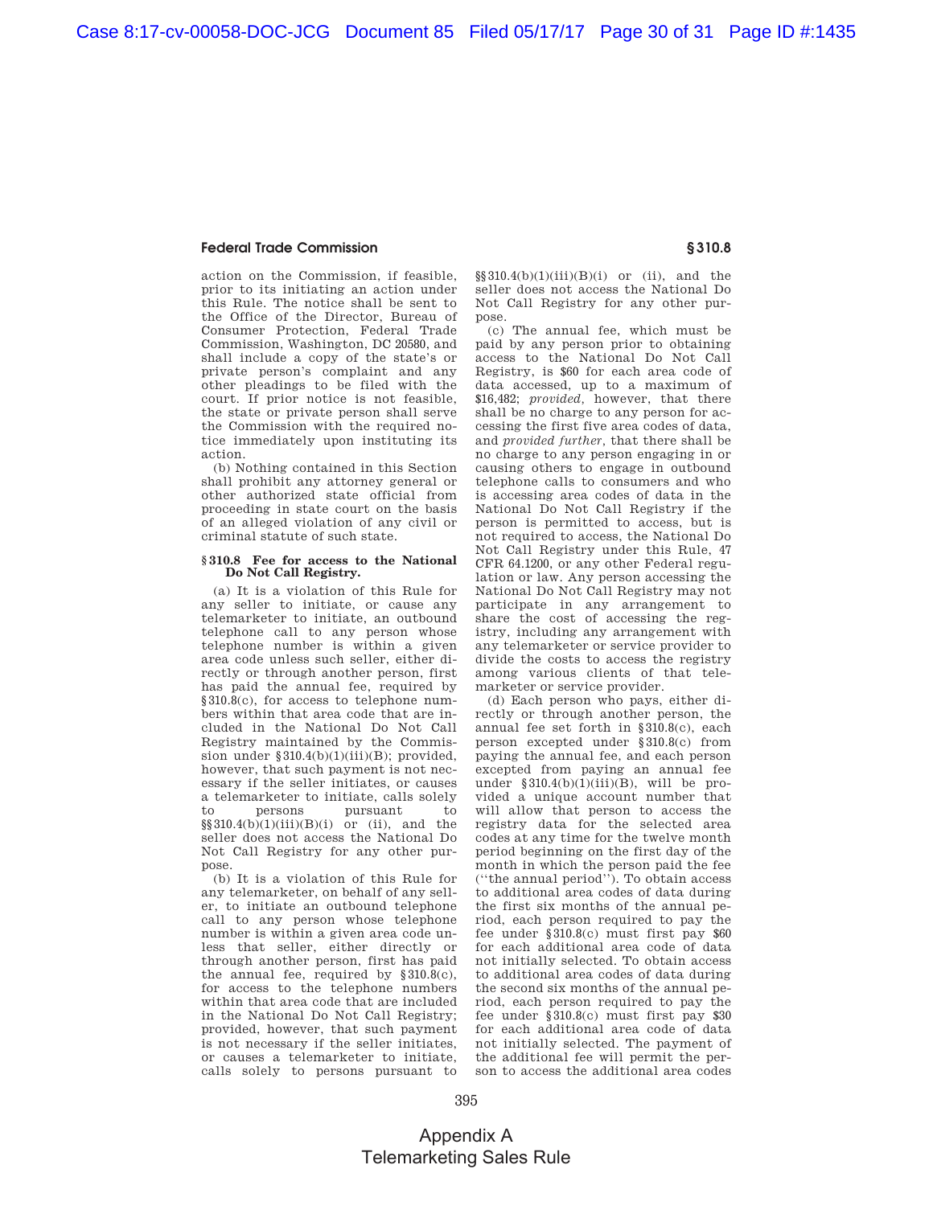action on the Commission, if feasible, prior to its initiating an action under this Rule. The notice shall be sent to the Office of the Director, Bureau of Consumer Protection, Federal Trade Commission, Washington, DC 20580, and shall include a copy of the state's or private person's complaint and any other pleadings to be filed with the court. If prior notice is not feasible, the state or private person shall serve the Commission with the required notice immediately upon instituting its action.

(b) Nothing contained in this Section shall prohibit any attorney general or other authorized state official from proceeding in state court on the basis of an alleged violation of any civil or criminal statute of such state.

### § 310.8 Fee for access to the National Do Not Call Registry.

(a) It is a violation of this Rule for any seller to initiate, or cause any telemarketer to initiate, an outbound telephone call to any person whose telephone number is within a given area code unless such seller, either directly or through another person, first has paid the annual fee, required by § 310.8(c), for access to telephone numbers within that area code that are included in the National Do Not Call Registry maintained by the Commission under § 310.4(b)(1)(iii)(B); provided, however, that such payment is not necessary if the seller initiates, or causes a telemarketer to initiate, calls solely to persons pursuant to §§ 310.4(b)(1)(iii)(B)(i) or (ii), and the seller does not access the National Do Not Call Registry for any other purpose.

(b) It is a violation of this Rule for any telemarketer, on behalf of any seller, to initiate an outbound telephone call to any person whose telephone number is within a given area code unless that seller, either directly or through another person, first has paid the annual fee, required by § 310.8(c), for access to the telephone numbers within that area code that are included in the National Do Not Call Registry; provided, however, that such payment is not necessary if the seller initiates, or causes a telemarketer to initiate, calls solely to persons pursuant to §§ 310.4(b)(1)(iii)(B)(i) or (ii), and the seller does not access the National Do Not Call Registry for any other purpose.

(c) The annual fee, which must be paid by any person prior to obtaining access to the National Do Not Call Registry, is $60 for each area code of data accessed, up to a maximum of $16,482; *provided*, however, that there shall be no charge to any person for accessing the first five area codes of data, and *provided further*, that there shall be no charge to any person engaging in or causing others to engage in outbound telephone calls to consumers and who is accessing area codes of data in the National Do Not Call Registry if the person is permitted to access, but is not required to access, the National Do Not Call Registry under this Rule, 47 CFR 64.1200, or any other Federal regulation or law. Any person accessing the National Do Not Call Registry may not participate in any arrangement to share the cost of accessing the registry, including any arrangement with any telemarketer or service provider to divide the costs to access the registry among various clients of that telemarketer or service provider.

(d) Each person who pays, either directly or through another person, the annual fee set forth in § 310.8(c), each person excepted under § 310.8(c) from paying the annual fee, and each person excepted from paying an annual fee under § 310.4(b)(1)(iii)(B), will be provided a unique account number that will allow that person to access the registry data for the selected area codes at any time for the twelve month period beginning on the first day of the month in which the person paid the fee ("the annual period"). To obtain access to additional area codes of data during the first six months of the annual period, each person required to pay the fee under § 310.8(c) must first pay $60 for each additional area code of data not initially selected. To obtain access to additional area codes of data during the second six months of the annual period, each person required to pay the fee under § 310.8(c) must first pay $30 for each additional area code of data not initially selected. The payment of the additional fee will permit the person to access the additional area codes

Appendix A
Telemarketing Sales Rule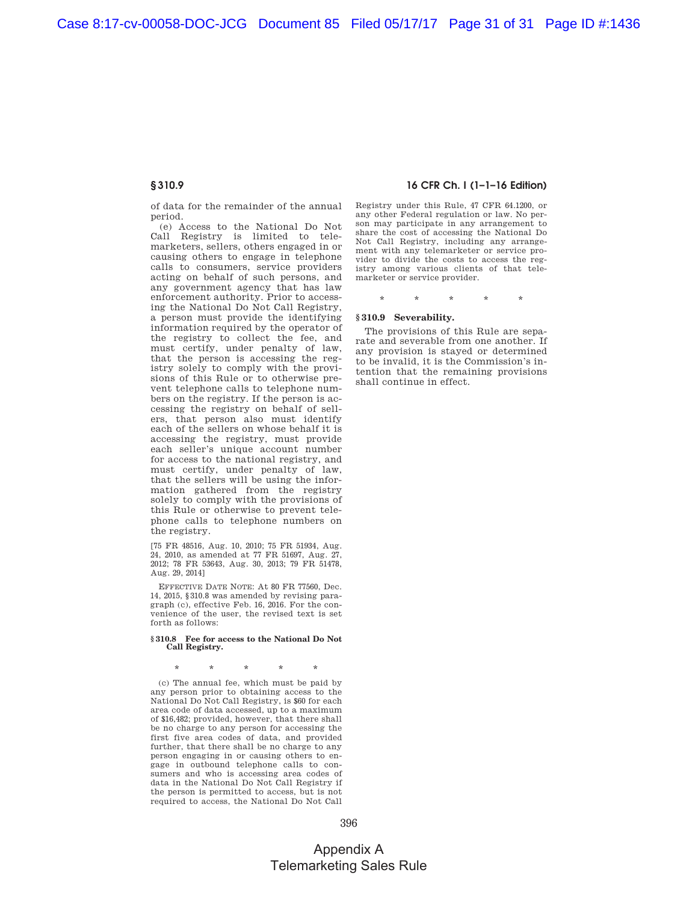of data for the remainder of the annual period.

(e) Access to the National Do Not Call Registry is limited to telemarketers, sellers, others engaged in or causing others to engage in telephone calls to consumers, service providers acting on behalf of such persons, and any government agency that has law enforcement authority. Prior to accessing the National Do Not Call Registry, a person must provide the identifying information required by the operator of the registry to collect the fee, and must certify, under penalty of law, that the person is accessing the registry solely to comply with the provisions of this Rule or to otherwise prevent telephone calls to telephone numbers on the registry. If the person is accessing the registry on behalf of sellers, that person also must identify each of the sellers on whose behalf it is accessing the registry, must provide each seller's unique account number for access to the national registry, and must certify, under penalty of law, that the sellers will be using the information gathered from the registry solely to comply with the provisions of this Rule or otherwise to prevent telephone calls to telephone numbers on the registry.

[75 FR 48516, Aug. 10, 2010; 75 FR 51934, Aug. 24, 2010, as amended at 77 FR 51697, Aug. 27, 2012; 78 FR 53643, Aug. 30, 2013; 79 FR 51478, Aug. 29, 2014]

EFFECTIVE DATE NOTE: At 80 FR 77560, Dec. 14, 2015, §310.8 was amended by revising paragraph (c), effective Feb. 16, 2016. For the convenience of the user, the revised text is set forth as follows:

**§ 310.8 Fee for access to the National Do Not Call Registry.**

\* \* \* \* \*

(c) The annual fee, which must be paid by any person prior to obtaining access to the National Do Not Call Registry, is $60 for each area code of data accessed, up to a maximum of $16,482; provided, however, that there shall be no charge to any person for accessing the first five area codes of data, and provided further, that there shall be no charge to any person engaging in or causing others to engage in outbound telephone calls to consumers and who is accessing area codes of data in the National Do Not Call Registry if the person is permitted to access, but is not required to access, the National Do Not Call Registry under this Rule, 47 CFR 64.1200, or any other Federal regulation or law. No person may participate in any arrangement to share the cost of accessing the National Do Not Call Registry, including any arrangement with any telemarketer or service provider to divide the costs to access the registry among various clients of that telemarketer or service provider.

\* \* \* \* \*

### § 310.9 Severability.

The provisions of this Rule are separate and severable from one another. If any provision is stayed or determined to be invalid, it is the Commission's intention that the remaining provisions shall continue in effect.

Appendix A
Telemarketing Sales Rule